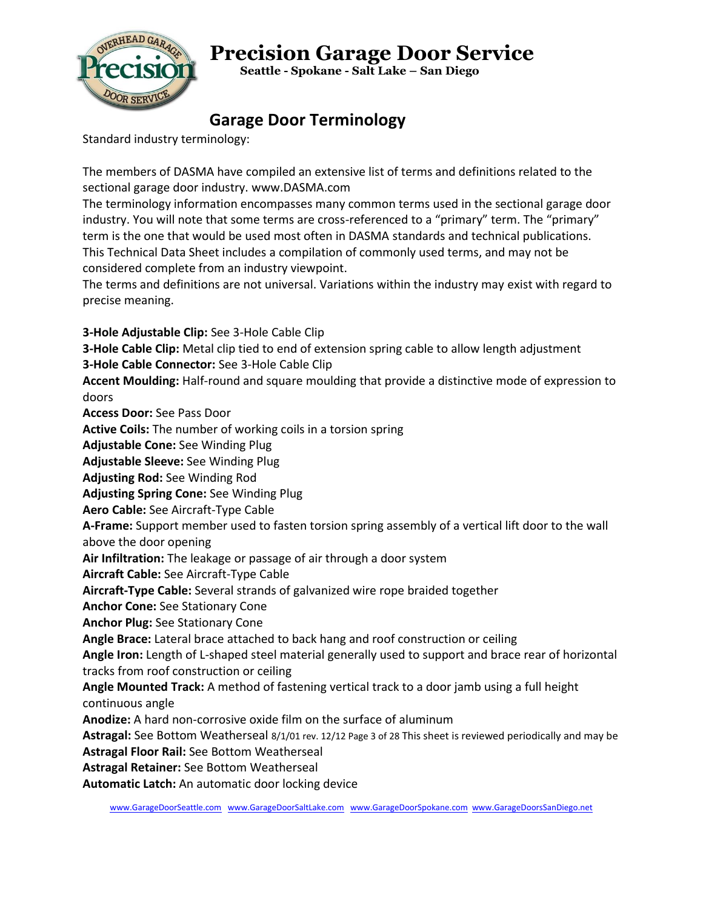# Precision Garage Door Service

**Seattle - Spokane - Salt Lake – San Diego**

## Garage Door Terminology

Standard industry terminology:

The members of DASMA have compiled an extensive list of terms and definitions related to the sectional garage door industry. www.DASMA.com

The terminology information encompasses many common terms used in the sectional garage door industry. You will note that some terms are cross-referenced to a "primary" term. The "primary" term is the one that would be used most often in DASMA standards and technical publications. This Technical Data Sheet includes a compilation of commonly used terms, and may not be considered complete from an industry viewpoint.

The terms and definitions are not universal. Variations within the industry may exist with regard to precise meaning.

**3-Hole Adjustable Clip:** See 3-Hole Cable Clip

**3-Hole Cable Clip:** Metal clip tied to end of extension spring cable to allow length adjustment

**3-Hole Cable Connector:** See 3-Hole Cable Clip

**Accent Moulding:** Half-round and square moulding that provide a distinctive mode of expression to doors

**Access Door:** See Pass Door

**Active Coils:** The number of working coils in a torsion spring

**Adjustable Cone:** See Winding Plug

**Adjustable Sleeve:** See Winding Plug

**Adjusting Rod:** See Winding Rod

**Adjusting Spring Cone:** See Winding Plug

**Aero Cable:** See Aircraft-Type Cable

**A-Frame:** Support member used to fasten torsion spring assembly of a vertical lift door to the wall above the door opening

**Air Infiltration:** The leakage or passage of air through a door system

**Aircraft Cable:** See Aircraft-Type Cable

**Aircraft-Type Cable:** Several strands of galvanized wire rope braided together

**Anchor Cone:** See Stationary Cone

**Anchor Plug:** See Stationary Cone

**Angle Brace:** Lateral brace attached to back hang and roof construction or ceiling

**Angle Iron:** Length of L-shaped steel material generally used to support and brace rear of horizontal tracks from roof construction or ceiling

**Angle Mounted Track:** A method of fastening vertical track to a door jamb using a full height continuous angle

**Anodize:** A hard non-corrosive oxide film on the surface of aluminum

**Astragal:** See Bottom Weatherseal 8/1/01 rev. 12/12 Page 3 of 28 This sheet is reviewed periodically and may be

**Astragal Floor Rail:** See Bottom Weatherseal

**Astragal Retainer:** See Bottom Weatherseal

**Automatic Latch:** An automatic door locking device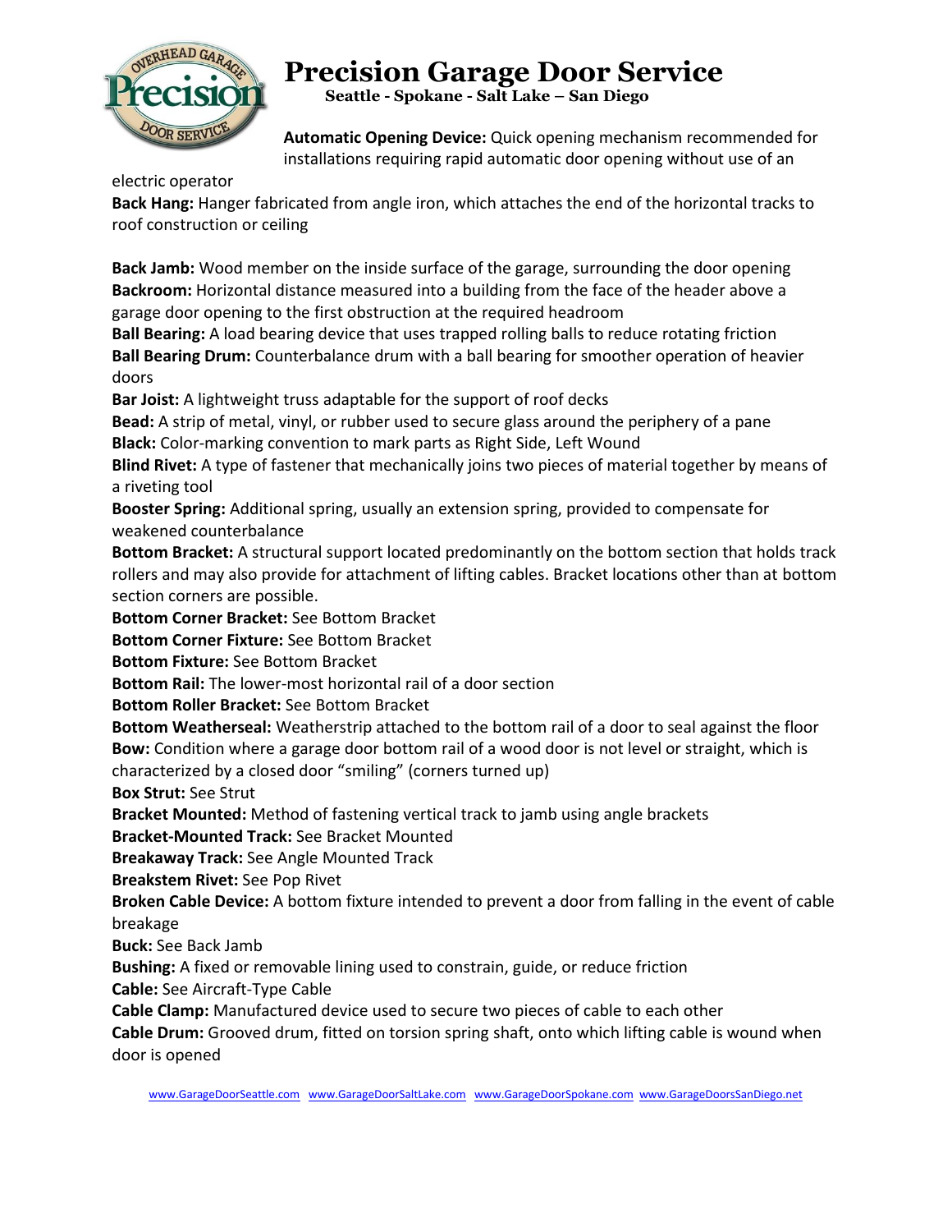**Automatic Opening Device:** Quick opening mechanism recommended for installations requiring rapid automatic door opening without use of an electric operator

**Back Hang:** Hanger fabricated from angle iron, which attaches the end of the horizontal tracks to roof construction or ceiling

**Back Jamb:** Wood member on the inside surface of the garage, surrounding the door opening

**Backroom:** Horizontal distance measured into a building from the face of the header above a garage door opening to the first obstruction at the required headroom

**Ball Bearing:** A load bearing device that uses trapped rolling balls to reduce rotating friction

**Ball Bearing Drum:** Counterbalance drum with a ball bearing for smoother operation of heavier doors

**Bar Joist:** A lightweight truss adaptable for the support of roof decks

**Bead:** A strip of metal, vinyl, or rubber used to secure glass around the periphery of a pane

**Black:** Color-marking convention to mark parts as Right Side, Left Wound

**Blind Rivet:** A type of fastener that mechanically joins two pieces of material together by means of a riveting tool

**Booster Spring:** Additional spring, usually an extension spring, provided to compensate for weakened counterbalance

**Bottom Bracket:** A structural support located predominantly on the bottom section that holds track rollers and may also provide for attachment of lifting cables. Bracket locations other than at bottom section corners are possible.

**Bottom Corner Bracket:** See Bottom Bracket

**Bottom Corner Fixture:** See Bottom Bracket

**Bottom Fixture:** See Bottom Bracket

**Bottom Rail:** The lower-most horizontal rail of a door section

**Bottom Roller Bracket:** See Bottom Bracket

**Bottom Weatherseal:** Weatherstrip attached to the bottom rail of a door to seal against the floor

**Bow:** Condition where a garage door bottom rail of a wood door is not level or straight, which is characterized by a closed door "smiling" (corners turned up)

**Box Strut:** See Strut

**Bracket Mounted:** Method of fastening vertical track to jamb using angle brackets

**Bracket-Mounted Track:** See Bracket Mounted

**Breakaway Track:** See Angle Mounted Track

**Breakstem Rivet:** See Pop Rivet

**Broken Cable Device:** A bottom fixture intended to prevent a door from falling in the event of cable breakage

**Buck:** See Back Jamb

**Bushing:** A fixed or removable lining used to constrain, guide, or reduce friction

**Cable:** See Aircraft-Type Cable

**Cable Clamp:** Manufactured device used to secure two pieces of cable to each other

**Cable Drum:** Grooved drum, fitted on torsion spring shaft, onto which lifting cable is wound when door is opened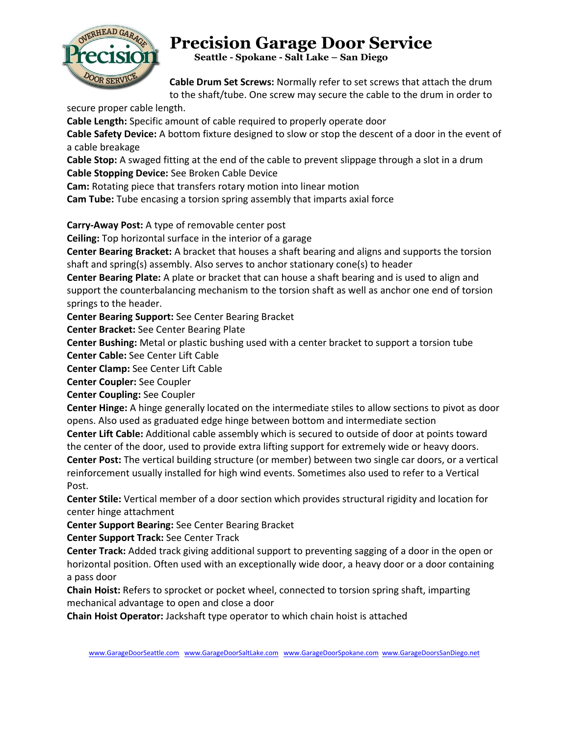**Cable Drum Set Screws:** Normally refer to set screws that attach the drum to the shaft/tube. One screw may secure the cable to the drum in order to secure proper cable length.

**Cable Length:** Specific amount of cable required to properly operate door

**Cable Safety Device:** A bottom fixture designed to slow or stop the descent of a door in the event of a cable breakage

**Cable Stop:** A swaged fitting at the end of the cable to prevent slippage through a slot in a drum

**Cable Stopping Device:** See Broken Cable Device

**Cam:** Rotating piece that transfers rotary motion into linear motion

**Cam Tube:** Tube encasing a torsion spring assembly that imparts axial force

**Carry-Away Post:** A type of removable center post

**Ceiling:** Top horizontal surface in the interior of a garage

**Center Bearing Bracket:** A bracket that houses a shaft bearing and aligns and supports the torsion shaft and spring(s) assembly. Also serves to anchor stationary cone(s) to header

**Center Bearing Plate:** A plate or bracket that can house a shaft bearing and is used to align and support the counterbalancing mechanism to the torsion shaft as well as anchor one end of torsion springs to the header.

**Center Bearing Support:** See Center Bearing Bracket

**Center Bracket:** See Center Bearing Plate

**Center Bushing:** Metal or plastic bushing used with a center bracket to support a torsion tube

**Center Cable:** See Center Lift Cable

**Center Clamp:** See Center Lift Cable

**Center Coupler:** See Coupler

**Center Coupling:** See Coupler

**Center Hinge:** A hinge generally located on the intermediate stiles to allow sections to pivot as door opens. Also used as graduated edge hinge between bottom and intermediate section

**Center Lift Cable:** Additional cable assembly which is secured to outside of door at points toward the center of the door, used to provide extra lifting support for extremely wide or heavy doors.

**Center Post:** The vertical building structure (or member) between two single car doors, or a vertical reinforcement usually installed for high wind events. Sometimes also used to refer to a Vertical Post.

**Center Stile:** Vertical member of a door section which provides structural rigidity and location for center hinge attachment

**Center Support Bearing:** See Center Bearing Bracket

**Center Support Track:** See Center Track

**Center Track:** Added track giving additional support to preventing sagging of a door in the open or horizontal position. Often used with an exceptionally wide door, a heavy door or a door containing a pass door

**Chain Hoist:** Refers to sprocket or pocket wheel, connected to torsion spring shaft, imparting mechanical advantage to open and close a door

**Chain Hoist Operator:** Jackshaft type operator to which chain hoist is attached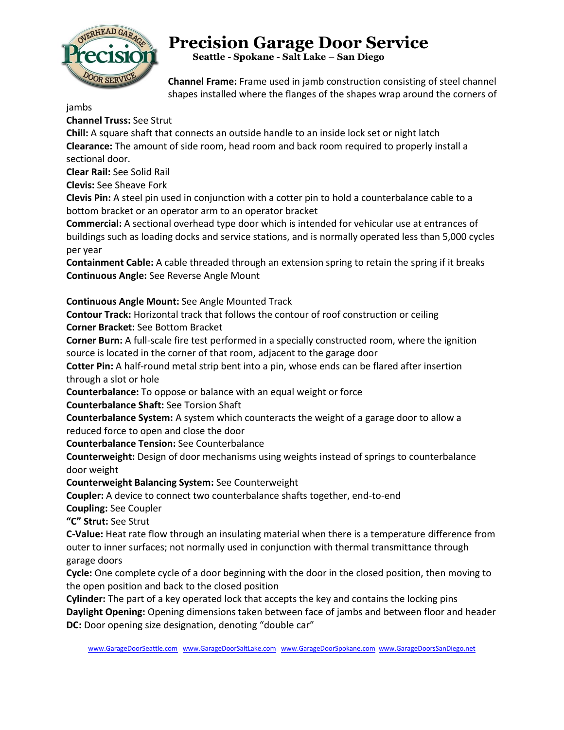**Channel Frame:** Frame used in jamb construction consisting of steel channel shapes installed where the flanges of the shapes wrap around the corners of jambs
**Channel Truss:** See Strut
**Chill:** A square shaft that connects an outside handle to an inside lock set or night latch
**Clearance:** The amount of side room, head room and back room required to properly install a sectional door.
**Clear Rail:** See Solid Rail
**Clevis:** See Sheave Fork
**Clevis Pin:** A steel pin used in conjunction with a cotter pin to hold a counterbalance cable to a bottom bracket or an operator arm to an operator bracket
**Commercial:** A sectional overhead type door which is intended for vehicular use at entrances of buildings such as loading docks and service stations, and is normally operated less than 5,000 cycles per year
**Containment Cable:** A cable threaded through an extension spring to retain the spring if it breaks
**Continuous Angle:** See Reverse Angle Mount

**Continuous Angle Mount:** See Angle Mounted Track
**Contour Track:** Horizontal track that follows the contour of roof construction or ceiling
**Corner Bracket:** See Bottom Bracket
**Corner Burn:** A full-scale fire test performed in a specially constructed room, where the ignition source is located in the corner of that room, adjacent to the garage door
**Cotter Pin:** A half-round metal strip bent into a pin, whose ends can be flared after insertion through a slot or hole
**Counterbalance:** To oppose or balance with an equal weight or force
**Counterbalance Shaft:** See Torsion Shaft
**Counterbalance System:** A system which counteracts the weight of a garage door to allow a reduced force to open and close the door
**Counterbalance Tension:** See Counterbalance
**Counterweight:** Design of door mechanisms using weights instead of springs to counterbalance door weight
**Counterweight Balancing System:** See Counterweight
**Coupler:** A device to connect two counterbalance shafts together, end-to-end
**Coupling:** See Coupler
**"C" Strut:** See Strut
**C-Value:** Heat rate flow through an insulating material when there is a temperature difference from outer to inner surfaces; not normally used in conjunction with thermal transmittance through garage doors
**Cycle:** One complete cycle of a door beginning with the door in the closed position, then moving to the open position and back to the closed position
**Cylinder:** The part of a key operated lock that accepts the key and contains the locking pins
**Daylight Opening:** Opening dimensions taken between face of jambs and between floor and header
**DC:** Door opening size designation, denoting "double car"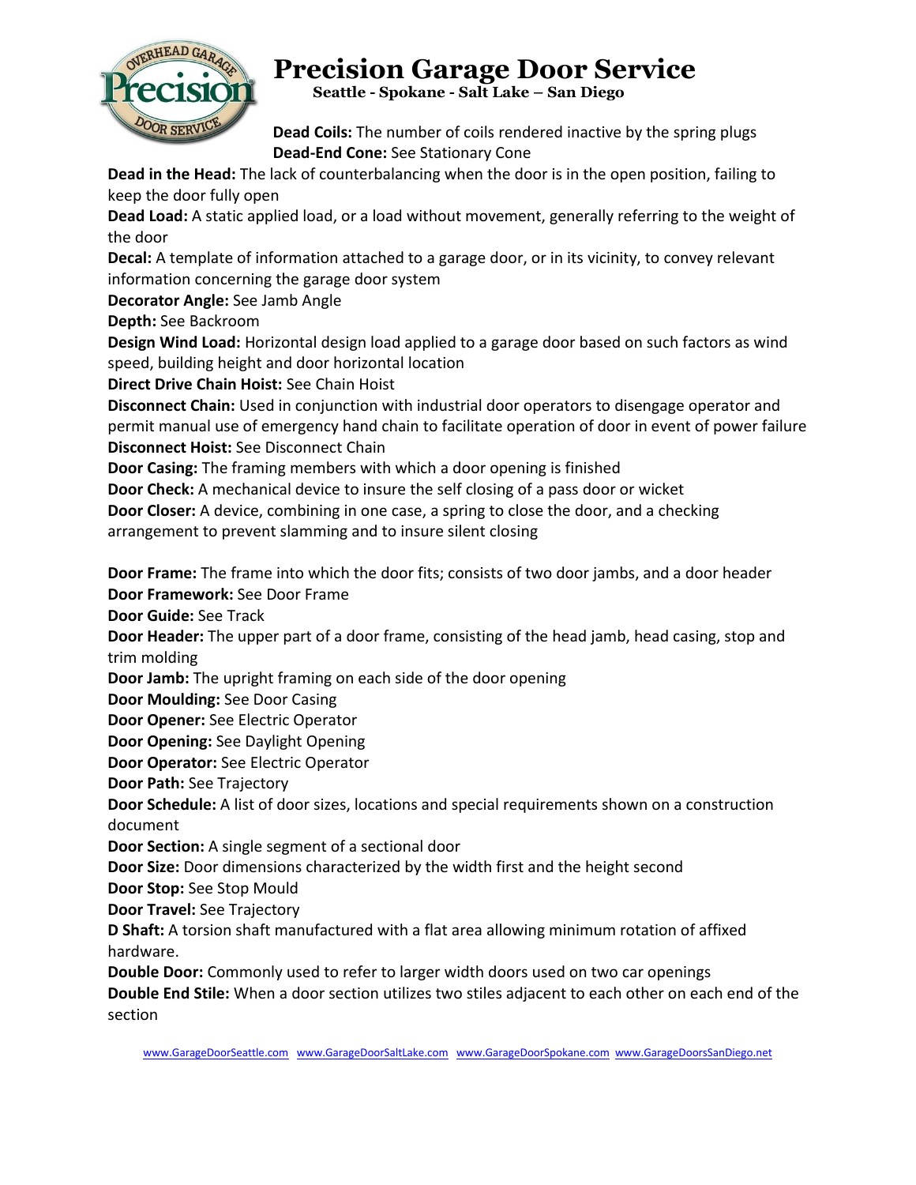**Dead Coils:** The number of coils rendered inactive by the spring plugs
**Dead-End Cone:** See Stationary Cone
**Dead in the Head:** The lack of counterbalancing when the door is in the open position, failing to keep the door fully open
**Dead Load:** A static applied load, or a load without movement, generally referring to the weight of the door
**Decal:** A template of information attached to a garage door, or in its vicinity, to convey relevant information concerning the garage door system
**Decorator Angle:** See Jamb Angle
**Depth:** See Backroom
**Design Wind Load:** Horizontal design load applied to a garage door based on such factors as wind speed, building height and door horizontal location
**Direct Drive Chain Hoist:** See Chain Hoist
**Disconnect Chain:** Used in conjunction with industrial door operators to disengage operator and permit manual use of emergency hand chain to facilitate operation of door in event of power failure
**Disconnect Hoist:** See Disconnect Chain
**Door Casing:** The framing members with which a door opening is finished
**Door Check:** A mechanical device to insure the self closing of a pass door or wicket
**Door Closer:** A device, combining in one case, a spring to close the door, and a checking arrangement to prevent slamming and to insure silent closing

**Door Frame:** The frame into which the door fits; consists of two door jambs, and a door header
**Door Framework:** See Door Frame
**Door Guide:** See Track
**Door Header:** The upper part of a door frame, consisting of the head jamb, head casing, stop and trim molding
**Door Jamb:** The upright framing on each side of the door opening
**Door Moulding:** See Door Casing
**Door Opener:** See Electric Operator
**Door Opening:** See Daylight Opening
**Door Operator:** See Electric Operator
**Door Path:** See Trajectory
**Door Schedule:** A list of door sizes, locations and special requirements shown on a construction document
**Door Section:** A single segment of a sectional door
**Door Size:** Door dimensions characterized by the width first and the height second
**Door Stop:** See Stop Mould
**Door Travel:** See Trajectory
**D Shaft:** A torsion shaft manufactured with a flat area allowing minimum rotation of affixed hardware.
**Double Door:** Commonly used to refer to larger width doors used on two car openings
**Double End Stile:** When a door section utilizes two stiles adjacent to each other on each end of the section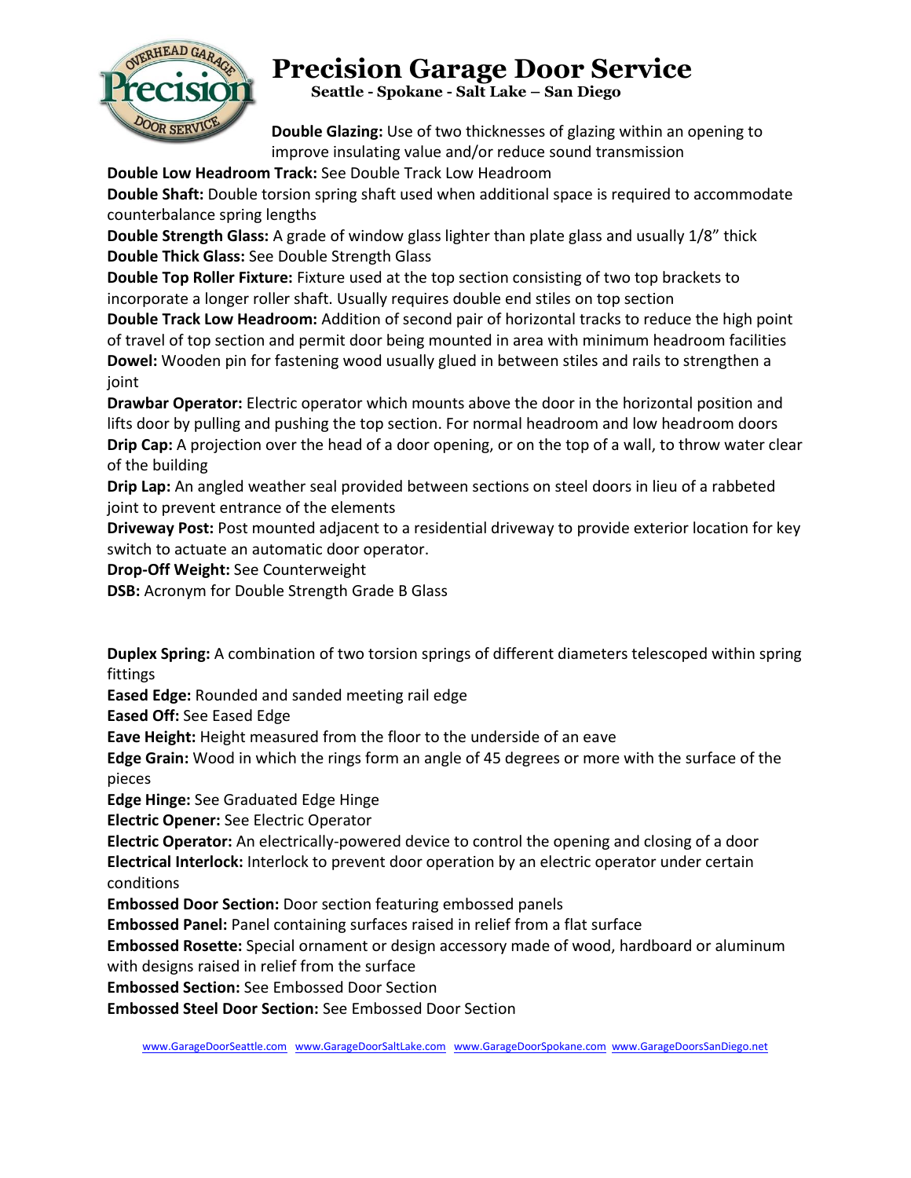**Double Glazing:** Use of two thicknesses of glazing within an opening to improve insulating value and/or reduce sound transmission

**Double Low Headroom Track:** See Double Track Low Headroom

**Double Shaft:** Double torsion spring shaft used when additional space is required to accommodate counterbalance spring lengths

**Double Strength Glass:** A grade of window glass lighter than plate glass and usually 1/8" thick

**Double Thick Glass:** See Double Strength Glass

**Double Top Roller Fixture:** Fixture used at the top section consisting of two top brackets to incorporate a longer roller shaft. Usually requires double end stiles on top section

**Double Track Low Headroom:** Addition of second pair of horizontal tracks to reduce the high point of travel of top section and permit door being mounted in area with minimum headroom facilities

**Dowel:** Wooden pin for fastening wood usually glued in between stiles and rails to strengthen a joint

**Drawbar Operator:** Electric operator which mounts above the door in the horizontal position and lifts door by pulling and pushing the top section. For normal headroom and low headroom doors

**Drip Cap:** A projection over the head of a door opening, or on the top of a wall, to throw water clear of the building

**Drip Lap:** An angled weather seal provided between sections on steel doors in lieu of a rabbeted joint to prevent entrance of the elements

**Driveway Post:** Post mounted adjacent to a residential driveway to provide exterior location for key switch to actuate an automatic door operator.

**Drop-Off Weight:** See Counterweight

**DSB:** Acronym for Double Strength Grade B Glass

**Duplex Spring:** A combination of two torsion springs of different diameters telescoped within spring fittings

**Eased Edge:** Rounded and sanded meeting rail edge

**Eased Off:** See Eased Edge

**Eave Height:** Height measured from the floor to the underside of an eave

**Edge Grain:** Wood in which the rings form an angle of 45 degrees or more with the surface of the pieces

**Edge Hinge:** See Graduated Edge Hinge

**Electric Opener:** See Electric Operator

**Electric Operator:** An electrically-powered device to control the opening and closing of a door

**Electrical Interlock:** Interlock to prevent door operation by an electric operator under certain conditions

**Embossed Door Section:** Door section featuring embossed panels

**Embossed Panel:** Panel containing surfaces raised in relief from a flat surface

**Embossed Rosette:** Special ornament or design accessory made of wood, hardboard or aluminum with designs raised in relief from the surface

**Embossed Section:** See Embossed Door Section

**Embossed Steel Door Section:** See Embossed Door Section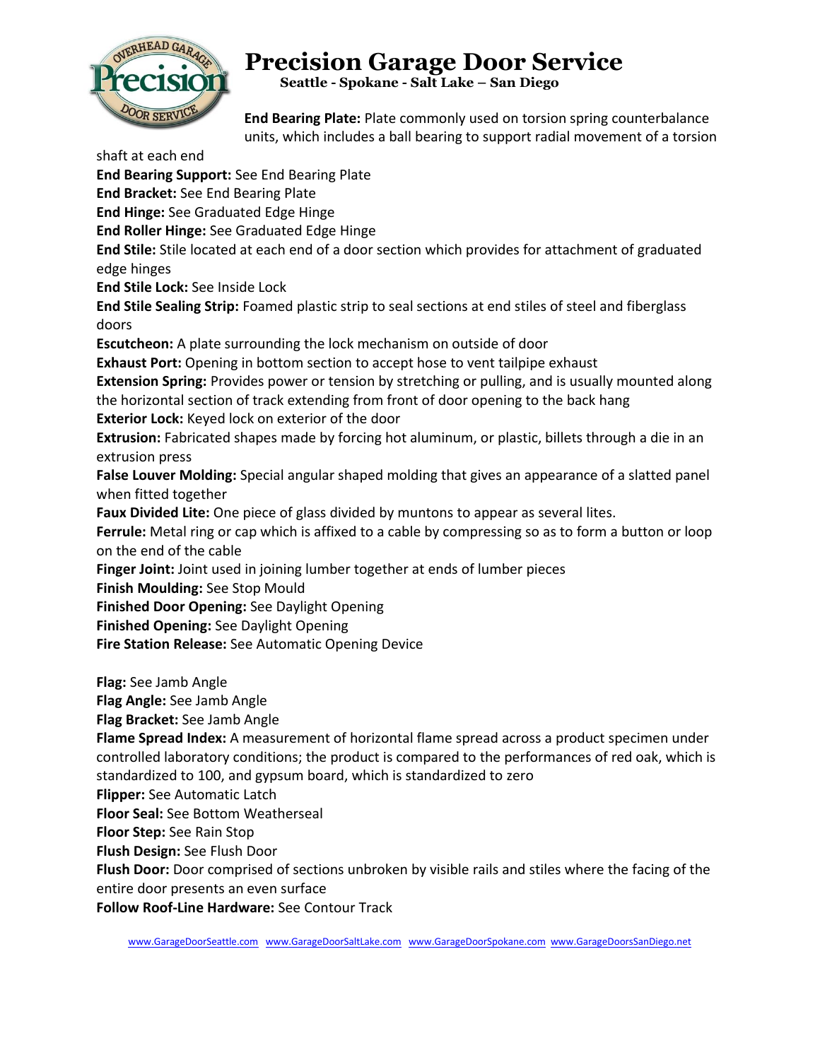**End Bearing Plate:** Plate commonly used on torsion spring counterbalance units, which includes a ball bearing to support radial movement of a torsion shaft at each end

**End Bearing Support:** See End Bearing Plate

**End Bracket:** See End Bearing Plate

**End Hinge:** See Graduated Edge Hinge

**End Roller Hinge:** See Graduated Edge Hinge

**End Stile:** Stile located at each end of a door section which provides for attachment of graduated edge hinges

**End Stile Lock:** See Inside Lock

**End Stile Sealing Strip:** Foamed plastic strip to seal sections at end stiles of steel and fiberglass doors

**Escutcheon:** A plate surrounding the lock mechanism on outside of door

**Exhaust Port:** Opening in bottom section to accept hose to vent tailpipe exhaust

**Extension Spring:** Provides power or tension by stretching or pulling, and is usually mounted along the horizontal section of track extending from front of door opening to the back hang

**Exterior Lock:** Keyed lock on exterior of the door

**Extrusion:** Fabricated shapes made by forcing hot aluminum, or plastic, billets through a die in an extrusion press

**False Louver Molding:** Special angular shaped molding that gives an appearance of a slatted panel when fitted together

**Faux Divided Lite:** One piece of glass divided by muntons to appear as several lites.

**Ferrule:** Metal ring or cap which is affixed to a cable by compressing so as to form a button or loop on the end of the cable

**Finger Joint:** Joint used in joining lumber together at ends of lumber pieces

**Finish Moulding:** See Stop Mould

**Finished Door Opening:** See Daylight Opening

**Finished Opening:** See Daylight Opening

**Fire Station Release:** See Automatic Opening Device

**Flag:** See Jamb Angle

**Flag Angle:** See Jamb Angle

**Flag Bracket:** See Jamb Angle

**Flame Spread Index:** A measurement of horizontal flame spread across a product specimen under controlled laboratory conditions; the product is compared to the performances of red oak, which is standardized to 100, and gypsum board, which is standardized to zero

**Flipper:** See Automatic Latch

**Floor Seal:** See Bottom Weatherseal

**Floor Step:** See Rain Stop

**Flush Design:** See Flush Door

**Flush Door:** Door comprised of sections unbroken by visible rails and stiles where the facing of the entire door presents an even surface

**Follow Roof-Line Hardware:** See Contour Track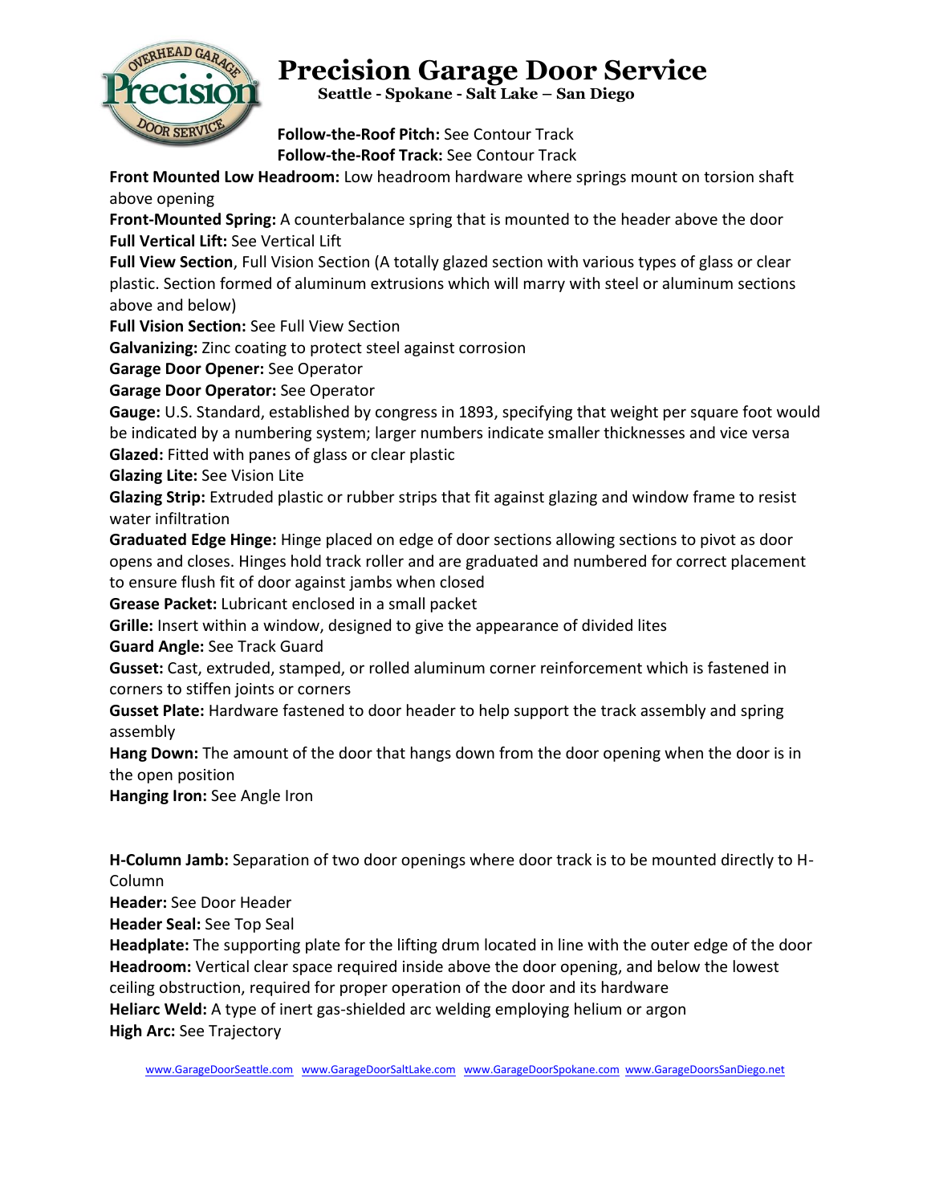**Follow-the-Roof Pitch:** See Contour Track
**Follow-the-Roof Track:** See Contour Track
**Front Mounted Low Headroom:** Low headroom hardware where springs mount on torsion shaft above opening
**Front-Mounted Spring:** A counterbalance spring that is mounted to the header above the door
**Full Vertical Lift:** See Vertical Lift
**Full View Section**, Full Vision Section (A totally glazed section with various types of glass or clear plastic. Section formed of aluminum extrusions which will marry with steel or aluminum sections above and below)
**Full Vision Section:** See Full View Section
**Galvanizing:** Zinc coating to protect steel against corrosion
**Garage Door Opener:** See Operator
**Garage Door Operator:** See Operator
**Gauge:** U.S. Standard, established by congress in 1893, specifying that weight per square foot would be indicated by a numbering system; larger numbers indicate smaller thicknesses and vice versa
**Glazed:** Fitted with panes of glass or clear plastic
**Glazing Lite:** See Vision Lite
**Glazing Strip:** Extruded plastic or rubber strips that fit against glazing and window frame to resist water infiltration
**Graduated Edge Hinge:** Hinge placed on edge of door sections allowing sections to pivot as door opens and closes. Hinges hold track roller and are graduated and numbered for correct placement to ensure flush fit of door against jambs when closed
**Grease Packet:** Lubricant enclosed in a small packet
**Grille:** Insert within a window, designed to give the appearance of divided lites
**Guard Angle:** See Track Guard
**Gusset:** Cast, extruded, stamped, or rolled aluminum corner reinforcement which is fastened in corners to stiffen joints or corners
**Gusset Plate:** Hardware fastened to door header to help support the track assembly and spring assembly
**Hang Down:** The amount of the door that hangs down from the door opening when the door is in the open position
**Hanging Iron:** See Angle Iron

**H-Column Jamb:** Separation of two door openings where door track is to be mounted directly to H-Column
**Header:** See Door Header
**Header Seal:** See Top Seal
**Headplate:** The supporting plate for the lifting drum located in line with the outer edge of the door
**Headroom:** Vertical clear space required inside above the door opening, and below the lowest ceiling obstruction, required for proper operation of the door and its hardware
**Heliarc Weld:** A type of inert gas-shielded arc welding employing helium or argon
**High Arc:** See Trajectory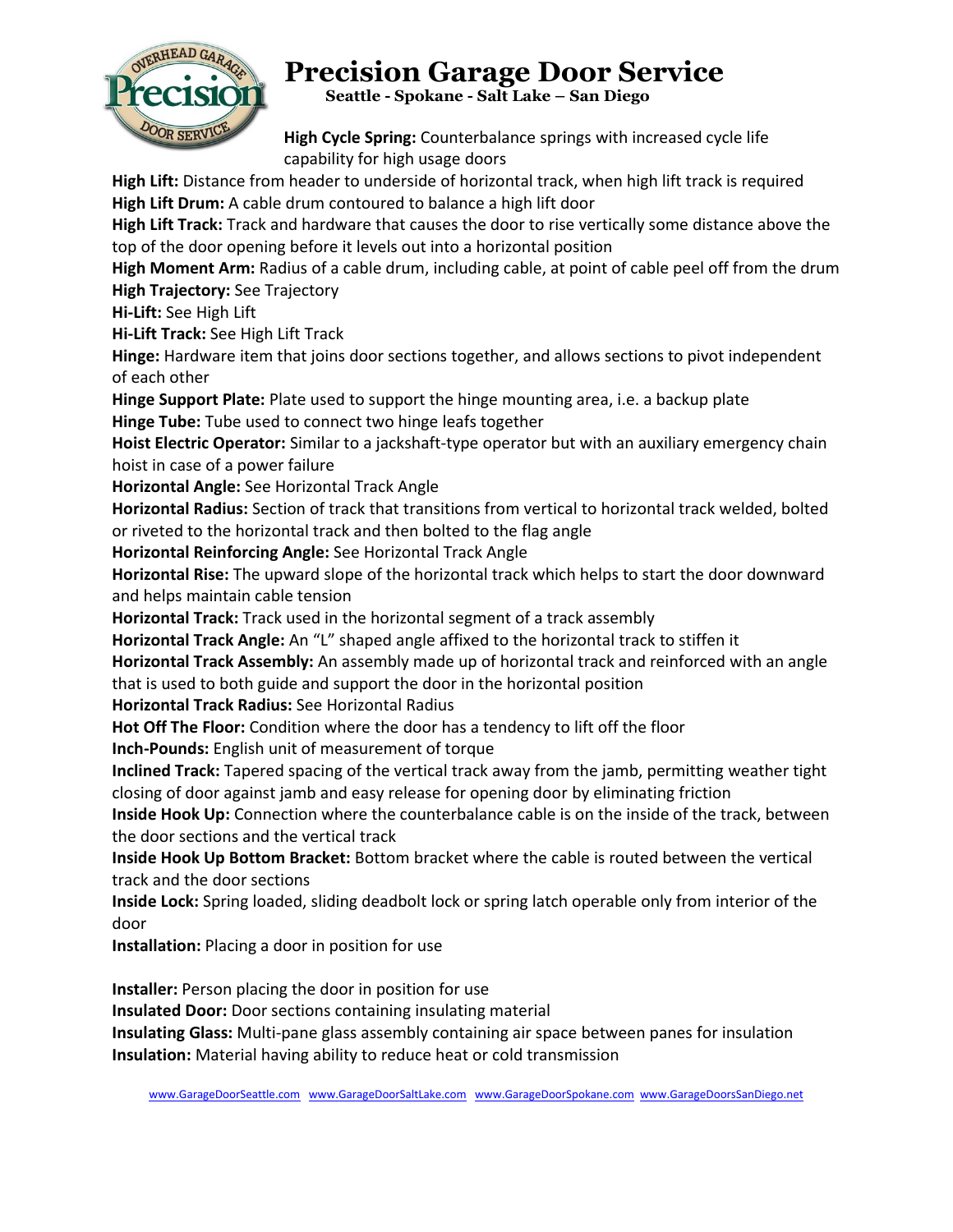**High Cycle Spring:** Counterbalance springs with increased cycle life capability for high usage doors

**High Lift:** Distance from header to underside of horizontal track, when high lift track is required

**High Lift Drum:** A cable drum contoured to balance a high lift door

**High Lift Track:** Track and hardware that causes the door to rise vertically some distance above the top of the door opening before it levels out into a horizontal position

**High Moment Arm:** Radius of a cable drum, including cable, at point of cable peel off from the drum

**High Trajectory:** See Trajectory

**Hi-Lift:** See High Lift

**Hi-Lift Track:** See High Lift Track

**Hinge:** Hardware item that joins door sections together, and allows sections to pivot independent of each other

**Hinge Support Plate:** Plate used to support the hinge mounting area, i.e. a backup plate

**Hinge Tube:** Tube used to connect two hinge leafs together

**Hoist Electric Operator:** Similar to a jackshaft-type operator but with an auxiliary emergency chain hoist in case of a power failure

**Horizontal Angle:** See Horizontal Track Angle

**Horizontal Radius:** Section of track that transitions from vertical to horizontal track welded, bolted or riveted to the horizontal track and then bolted to the flag angle

**Horizontal Reinforcing Angle:** See Horizontal Track Angle

**Horizontal Rise:** The upward slope of the horizontal track which helps to start the door downward and helps maintain cable tension

**Horizontal Track:** Track used in the horizontal segment of a track assembly

**Horizontal Track Angle:** An "L" shaped angle affixed to the horizontal track to stiffen it

**Horizontal Track Assembly:** An assembly made up of horizontal track and reinforced with an angle that is used to both guide and support the door in the horizontal position

**Horizontal Track Radius:** See Horizontal Radius

**Hot Off The Floor:** Condition where the door has a tendency to lift off the floor

**Inch-Pounds:** English unit of measurement of torque

**Inclined Track:** Tapered spacing of the vertical track away from the jamb, permitting weather tight closing of door against jamb and easy release for opening door by eliminating friction

**Inside Hook Up:** Connection where the counterbalance cable is on the inside of the track, between the door sections and the vertical track

**Inside Hook Up Bottom Bracket:** Bottom bracket where the cable is routed between the vertical track and the door sections

**Inside Lock:** Spring loaded, sliding deadbolt lock or spring latch operable only from interior of the door

**Installation:** Placing a door in position for use

**Installer:** Person placing the door in position for use

**Insulated Door:** Door sections containing insulating material

**Insulating Glass:** Multi-pane glass assembly containing air space between panes for insulation

**Insulation:** Material having ability to reduce heat or cold transmission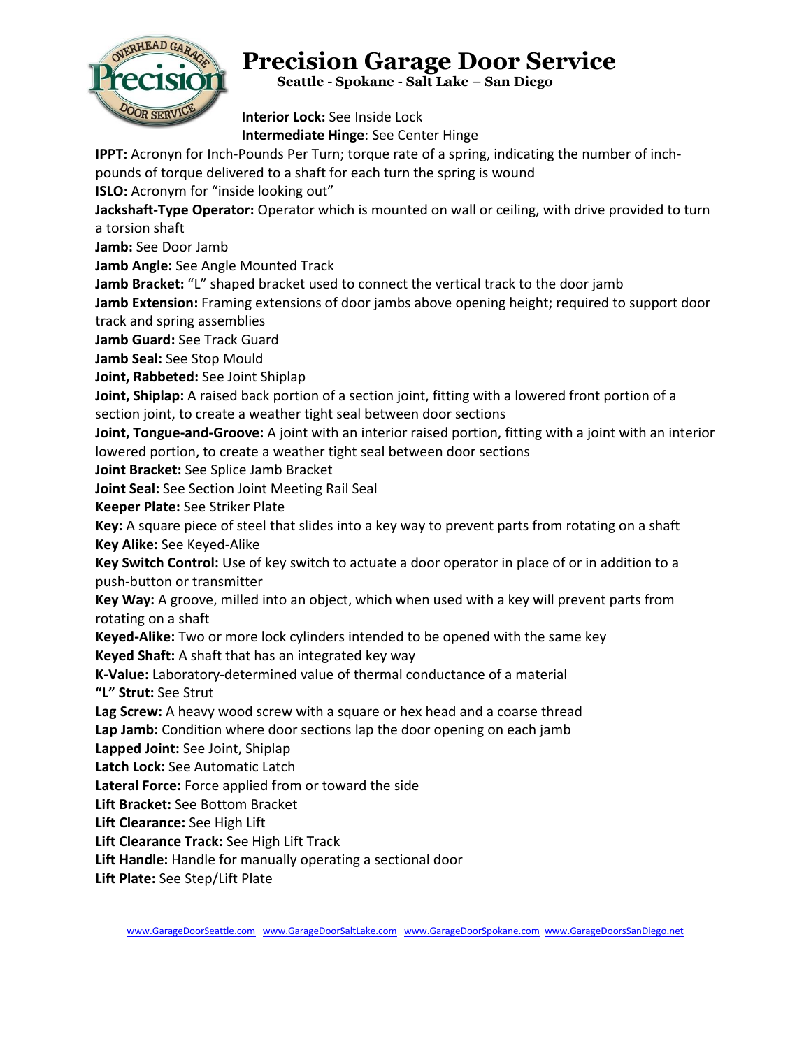**Interior Lock:** See Inside Lock
**Intermediate Hinge**: See Center Hinge
**IPPT:** Acronyn for Inch-Pounds Per Turn; torque rate of a spring, indicating the number of inch-pounds of torque delivered to a shaft for each turn the spring is wound
**ISLO:** Acronym for "inside looking out"
**Jackshaft-Type Operator:** Operator which is mounted on wall or ceiling, with drive provided to turn a torsion shaft
**Jamb:** See Door Jamb
**Jamb Angle:** See Angle Mounted Track
**Jamb Bracket:** "L" shaped bracket used to connect the vertical track to the door jamb
**Jamb Extension:** Framing extensions of door jambs above opening height; required to support door track and spring assemblies
**Jamb Guard:** See Track Guard
**Jamb Seal:** See Stop Mould
**Joint, Rabbeted:** See Joint Shiplap
**Joint, Shiplap:** A raised back portion of a section joint, fitting with a lowered front portion of a section joint, to create a weather tight seal between door sections
**Joint, Tongue-and-Groove:** A joint with an interior raised portion, fitting with a joint with an interior lowered portion, to create a weather tight seal between door sections
**Joint Bracket:** See Splice Jamb Bracket
**Joint Seal:** See Section Joint Meeting Rail Seal
**Keeper Plate:** See Striker Plate
**Key:** A square piece of steel that slides into a key way to prevent parts from rotating on a shaft
**Key Alike:** See Keyed-Alike
**Key Switch Control:** Use of key switch to actuate a door operator in place of or in addition to a push-button or transmitter
**Key Way:** A groove, milled into an object, which when used with a key will prevent parts from rotating on a shaft
**Keyed-Alike:** Two or more lock cylinders intended to be opened with the same key
**Keyed Shaft:** A shaft that has an integrated key way
**K-Value:** Laboratory-determined value of thermal conductance of a material
**"L" Strut:** See Strut
**Lag Screw:** A heavy wood screw with a square or hex head and a coarse thread
**Lap Jamb:** Condition where door sections lap the door opening on each jamb
**Lapped Joint:** See Joint, Shiplap
**Latch Lock:** See Automatic Latch
**Lateral Force:** Force applied from or toward the side
**Lift Bracket:** See Bottom Bracket
**Lift Clearance:** See High Lift
**Lift Clearance Track:** See High Lift Track
**Lift Handle:** Handle for manually operating a sectional door
**Lift Plate:** See Step/Lift Plate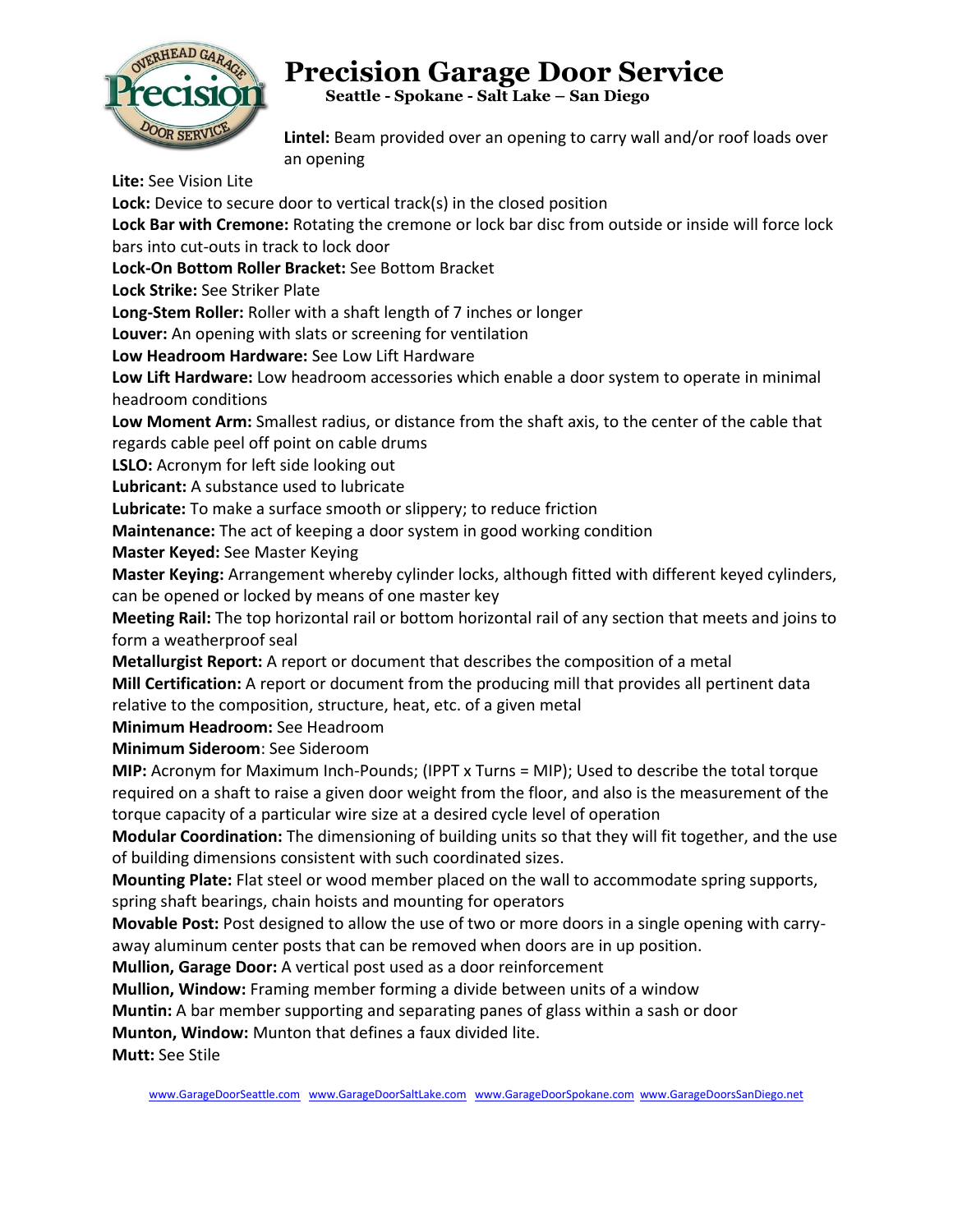**Lintel:** Beam provided over an opening to carry wall and/or roof loads over an opening

**Lite:** See Vision Lite

**Lock:** Device to secure door to vertical track(s) in the closed position

**Lock Bar with Cremone:** Rotating the cremone or lock bar disc from outside or inside will force lock bars into cut-outs in track to lock door

**Lock-On Bottom Roller Bracket:** See Bottom Bracket

**Lock Strike:** See Striker Plate

**Long-Stem Roller:** Roller with a shaft length of 7 inches or longer

**Louver:** An opening with slats or screening for ventilation

**Low Headroom Hardware:** See Low Lift Hardware

**Low Lift Hardware:** Low headroom accessories which enable a door system to operate in minimal headroom conditions

**Low Moment Arm:** Smallest radius, or distance from the shaft axis, to the center of the cable that regards cable peel off point on cable drums

**LSLO:** Acronym for left side looking out

**Lubricant:** A substance used to lubricate

**Lubricate:** To make a surface smooth or slippery; to reduce friction

**Maintenance:** The act of keeping a door system in good working condition

**Master Keyed:** See Master Keying

**Master Keying:** Arrangement whereby cylinder locks, although fitted with different keyed cylinders, can be opened or locked by means of one master key

**Meeting Rail:** The top horizontal rail or bottom horizontal rail of any section that meets and joins to form a weatherproof seal

**Metallurgist Report:** A report or document that describes the composition of a metal

**Mill Certification:** A report or document from the producing mill that provides all pertinent data relative to the composition, structure, heat, etc. of a given metal

**Minimum Headroom:** See Headroom

**Minimum Sideroom**: See Sideroom

**MIP:** Acronym for Maximum Inch-Pounds; (IPPT x Turns = MIP); Used to describe the total torque required on a shaft to raise a given door weight from the floor, and also is the measurement of the torque capacity of a particular wire size at a desired cycle level of operation

**Modular Coordination:** The dimensioning of building units so that they will fit together, and the use of building dimensions consistent with such coordinated sizes.

**Mounting Plate:** Flat steel or wood member placed on the wall to accommodate spring supports, spring shaft bearings, chain hoists and mounting for operators

**Movable Post:** Post designed to allow the use of two or more doors in a single opening with carry-away aluminum center posts that can be removed when doors are in up position.

**Mullion, Garage Door:** A vertical post used as a door reinforcement

**Mullion, Window:** Framing member forming a divide between units of a window

**Muntin:** A bar member supporting and separating panes of glass within a sash or door

**Munton, Window:** Munton that defines a faux divided lite.

**Mutt:** See Stile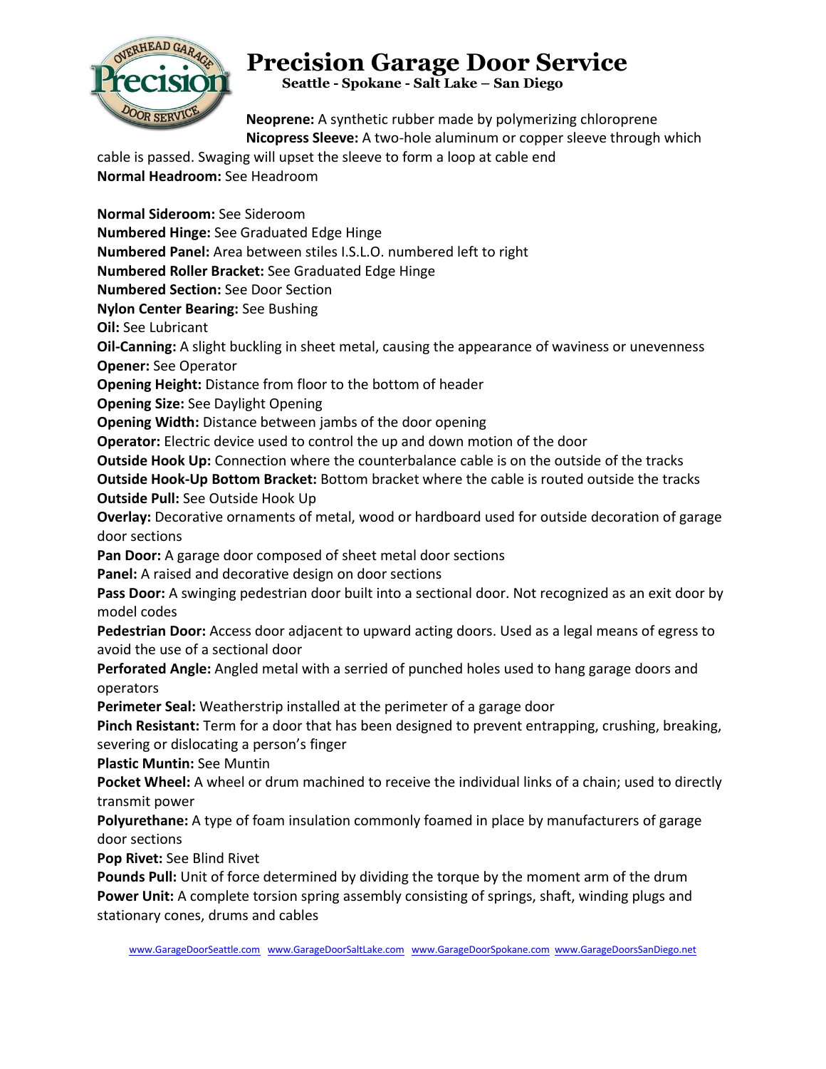**Neoprene:** A synthetic rubber made by polymerizing chloroprene
**Nicopress Sleeve:** A two-hole aluminum or copper sleeve through which cable is passed. Swaging will upset the sleeve to form a loop at cable end
**Normal Headroom:** See Headroom

**Normal Sideroom:** See Sideroom
**Numbered Hinge:** See Graduated Edge Hinge
**Numbered Panel:** Area between stiles I.S.L.O. numbered left to right
**Numbered Roller Bracket:** See Graduated Edge Hinge
**Numbered Section:** See Door Section
**Nylon Center Bearing:** See Bushing
**Oil:** See Lubricant
**Oil-Canning:** A slight buckling in sheet metal, causing the appearance of waviness or unevenness
**Opener:** See Operator
**Opening Height:** Distance from floor to the bottom of header
**Opening Size:** See Daylight Opening
**Opening Width:** Distance between jambs of the door opening
**Operator:** Electric device used to control the up and down motion of the door
**Outside Hook Up:** Connection where the counterbalance cable is on the outside of the tracks
**Outside Hook-Up Bottom Bracket:** Bottom bracket where the cable is routed outside the tracks
**Outside Pull:** See Outside Hook Up
**Overlay:** Decorative ornaments of metal, wood or hardboard used for outside decoration of garage door sections
**Pan Door:** A garage door composed of sheet metal door sections
**Panel:** A raised and decorative design on door sections
**Pass Door:** A swinging pedestrian door built into a sectional door. Not recognized as an exit door by model codes
**Pedestrian Door:** Access door adjacent to upward acting doors. Used as a legal means of egress to avoid the use of a sectional door
**Perforated Angle:** Angled metal with a serried of punched holes used to hang garage doors and operators
**Perimeter Seal:** Weatherstrip installed at the perimeter of a garage door
**Pinch Resistant:** Term for a door that has been designed to prevent entrapping, crushing, breaking, severing or dislocating a person's finger
**Plastic Muntin:** See Muntin
**Pocket Wheel:** A wheel or drum machined to receive the individual links of a chain; used to directly transmit power
**Polyurethane:** A type of foam insulation commonly foamed in place by manufacturers of garage door sections
**Pop Rivet:** See Blind Rivet
**Pounds Pull:** Unit of force determined by dividing the torque by the moment arm of the drum
**Power Unit:** A complete torsion spring assembly consisting of springs, shaft, winding plugs and stationary cones, drums and cables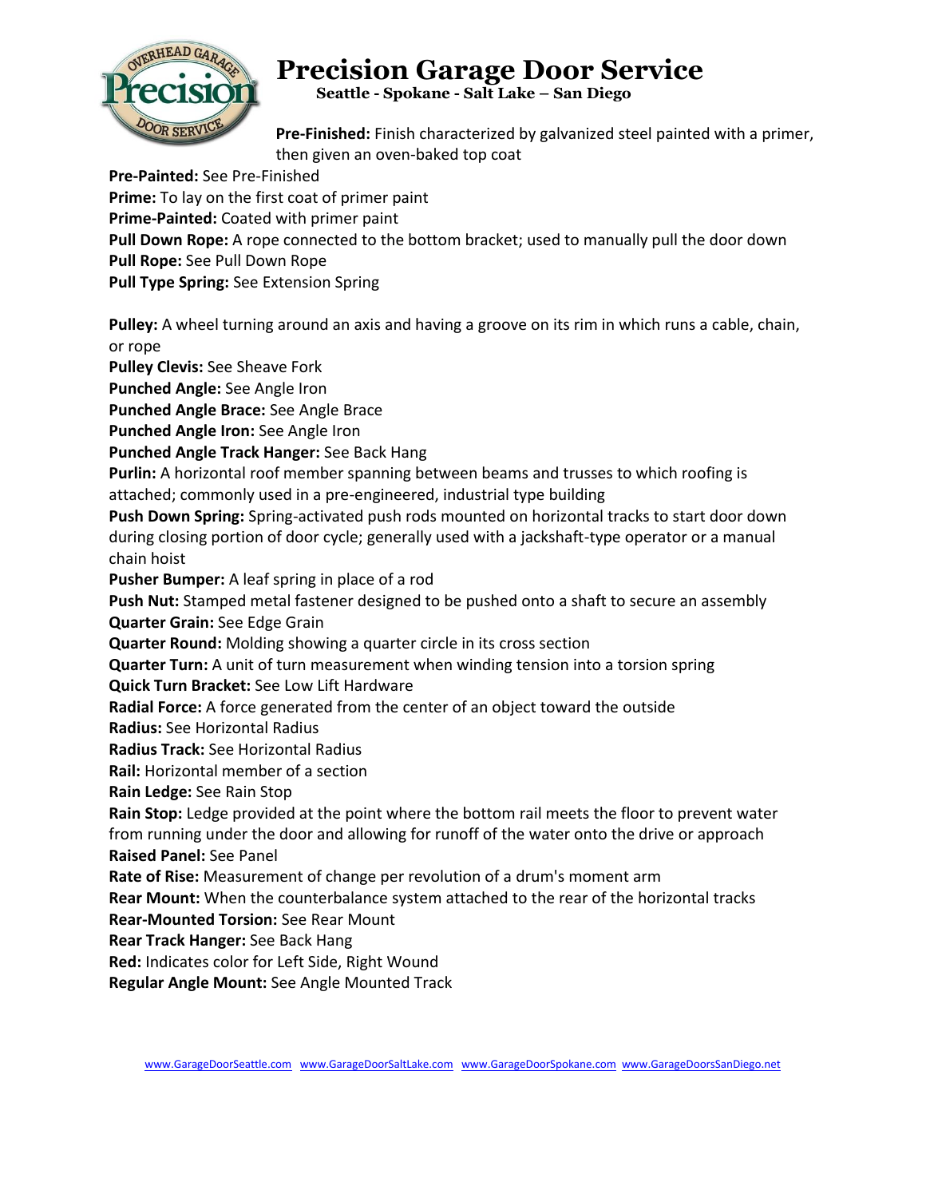**Pre-Finished:** Finish characterized by galvanized steel painted with a primer, then given an oven-baked top coat

**Pre-Painted:** See Pre-Finished

**Prime:** To lay on the first coat of primer paint

**Prime-Painted:** Coated with primer paint

**Pull Down Rope:** A rope connected to the bottom bracket; used to manually pull the door down

**Pull Rope:** See Pull Down Rope

**Pull Type Spring:** See Extension Spring

**Pulley:** A wheel turning around an axis and having a groove on its rim in which runs a cable, chain, or rope

**Pulley Clevis:** See Sheave Fork

**Punched Angle:** See Angle Iron

**Punched Angle Brace:** See Angle Brace

**Punched Angle Iron:** See Angle Iron

**Punched Angle Track Hanger:** See Back Hang

**Purlin:** A horizontal roof member spanning between beams and trusses to which roofing is attached; commonly used in a pre-engineered, industrial type building

**Push Down Spring:** Spring-activated push rods mounted on horizontal tracks to start door down during closing portion of door cycle; generally used with a jackshaft-type operator or a manual chain hoist

**Pusher Bumper:** A leaf spring in place of a rod

**Push Nut:** Stamped metal fastener designed to be pushed onto a shaft to secure an assembly

**Quarter Grain:** See Edge Grain

**Quarter Round:** Molding showing a quarter circle in its cross section

**Quarter Turn:** A unit of turn measurement when winding tension into a torsion spring

**Quick Turn Bracket:** See Low Lift Hardware

**Radial Force:** A force generated from the center of an object toward the outside

**Radius:** See Horizontal Radius

**Radius Track:** See Horizontal Radius

**Rail:** Horizontal member of a section

**Rain Ledge:** See Rain Stop

**Rain Stop:** Ledge provided at the point where the bottom rail meets the floor to prevent water from running under the door and allowing for runoff of the water onto the drive or approach

**Raised Panel:** See Panel

**Rate of Rise:** Measurement of change per revolution of a drum's moment arm

**Rear Mount:** When the counterbalance system attached to the rear of the horizontal tracks

**Rear-Mounted Torsion:** See Rear Mount

**Rear Track Hanger:** See Back Hang

**Red:** Indicates color for Left Side, Right Wound

**Regular Angle Mount:** See Angle Mounted Track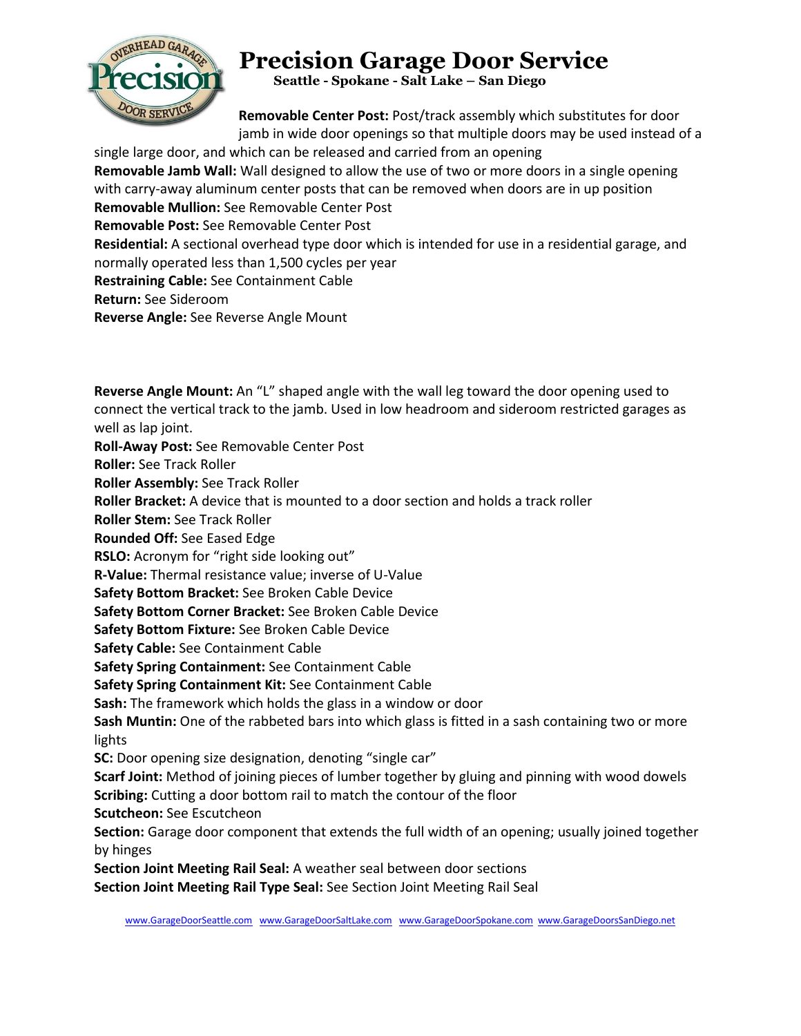**Removable Center Post:** Post/track assembly which substitutes for door jamb in wide door openings so that multiple doors may be used instead of a single large door, and which can be released and carried from an opening

**Removable Jamb Wall:** Wall designed to allow the use of two or more doors in a single opening with carry-away aluminum center posts that can be removed when doors are in up position

**Removable Mullion:** See Removable Center Post

**Removable Post:** See Removable Center Post

**Residential:** A sectional overhead type door which is intended for use in a residential garage, and normally operated less than 1,500 cycles per year

**Restraining Cable:** See Containment Cable

**Return:** See Sideroom

**Reverse Angle:** See Reverse Angle Mount

**Reverse Angle Mount:** An "L" shaped angle with the wall leg toward the door opening used to connect the vertical track to the jamb. Used in low headroom and sideroom restricted garages as well as lap joint.

**Roll-Away Post:** See Removable Center Post

**Roller:** See Track Roller

**Roller Assembly:** See Track Roller

**Roller Bracket:** A device that is mounted to a door section and holds a track roller

**Roller Stem:** See Track Roller

**Rounded Off:** See Eased Edge

**RSLO:** Acronym for "right side looking out"

**R-Value:** Thermal resistance value; inverse of U-Value

**Safety Bottom Bracket:** See Broken Cable Device

**Safety Bottom Corner Bracket:** See Broken Cable Device

**Safety Bottom Fixture:** See Broken Cable Device

**Safety Cable:** See Containment Cable

**Safety Spring Containment:** See Containment Cable

**Safety Spring Containment Kit:** See Containment Cable

**Sash:** The framework which holds the glass in a window or door

**Sash Muntin:** One of the rabbeted bars into which glass is fitted in a sash containing two or more lights

**SC:** Door opening size designation, denoting "single car"

**Scarf Joint:** Method of joining pieces of lumber together by gluing and pinning with wood dowels

**Scribing:** Cutting a door bottom rail to match the contour of the floor

**Scutcheon:** See Escutcheon

**Section:** Garage door component that extends the full width of an opening; usually joined together by hinges

**Section Joint Meeting Rail Seal:** A weather seal between door sections

**Section Joint Meeting Rail Type Seal:** See Section Joint Meeting Rail Seal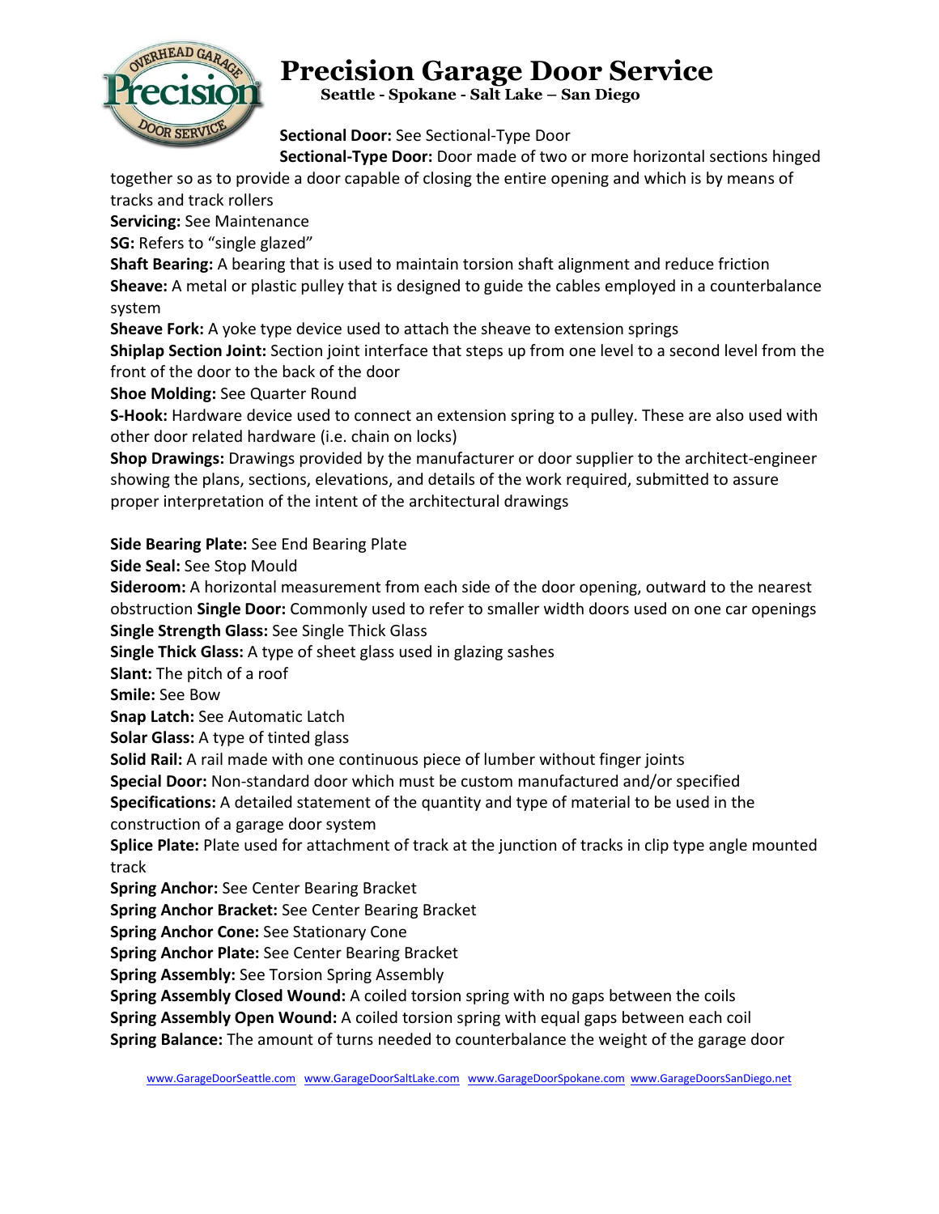**Sectional Door:** See Sectional-Type Door

**Sectional-Type Door:** Door made of two or more horizontal sections hinged together so as to provide a door capable of closing the entire opening and which is by means of tracks and track rollers

**Servicing:** See Maintenance

**SG:** Refers to "single glazed"

**Shaft Bearing:** A bearing that is used to maintain torsion shaft alignment and reduce friction

**Sheave:** A metal or plastic pulley that is designed to guide the cables employed in a counterbalance system

**Sheave Fork:** A yoke type device used to attach the sheave to extension springs

**Shiplap Section Joint:** Section joint interface that steps up from one level to a second level from the front of the door to the back of the door

**Shoe Molding:** See Quarter Round

**S-Hook:** Hardware device used to connect an extension spring to a pulley. These are also used with other door related hardware (i.e. chain on locks)

**Shop Drawings:** Drawings provided by the manufacturer or door supplier to the architect-engineer showing the plans, sections, elevations, and details of the work required, submitted to assure proper interpretation of the intent of the architectural drawings

**Side Bearing Plate:** See End Bearing Plate

**Side Seal:** See Stop Mould

**Sideroom:** A horizontal measurement from each side of the door opening, outward to the nearest obstruction **Single Door:** Commonly used to refer to smaller width doors used on one car openings

**Single Strength Glass:** See Single Thick Glass

**Single Thick Glass:** A type of sheet glass used in glazing sashes

**Slant:** The pitch of a roof

**Smile:** See Bow

**Snap Latch:** See Automatic Latch

**Solar Glass:** A type of tinted glass

**Solid Rail:** A rail made with one continuous piece of lumber without finger joints

**Special Door:** Non-standard door which must be custom manufactured and/or specified

**Specifications:** A detailed statement of the quantity and type of material to be used in the construction of a garage door system

**Splice Plate:** Plate used for attachment of track at the junction of tracks in clip type angle mounted track

**Spring Anchor:** See Center Bearing Bracket

**Spring Anchor Bracket:** See Center Bearing Bracket

**Spring Anchor Cone:** See Stationary Cone

**Spring Anchor Plate:** See Center Bearing Bracket

**Spring Assembly:** See Torsion Spring Assembly

**Spring Assembly Closed Wound:** A coiled torsion spring with no gaps between the coils

**Spring Assembly Open Wound:** A coiled torsion spring with equal gaps between each coil

**Spring Balance:** The amount of turns needed to counterbalance the weight of the garage door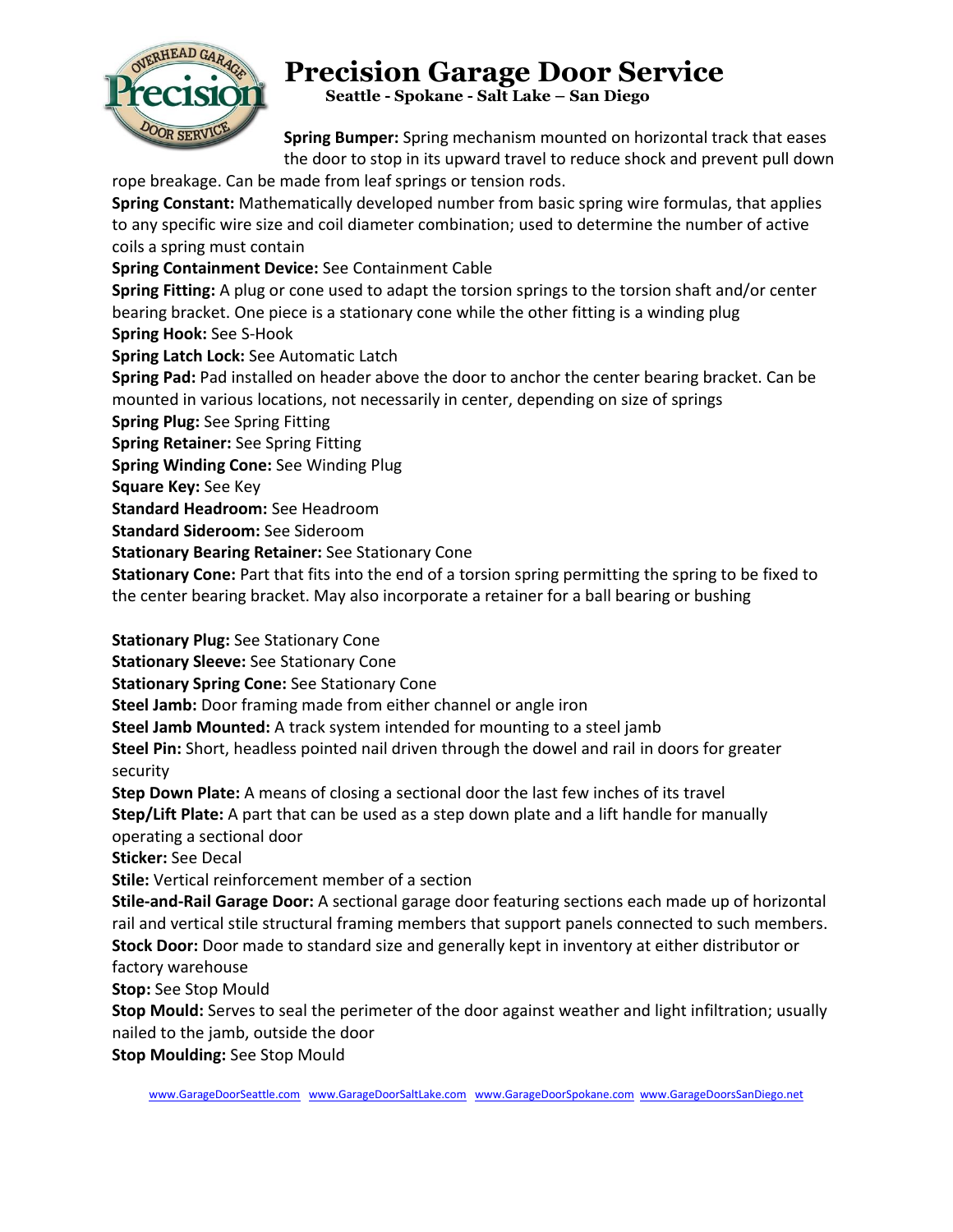**Spring Bumper:** Spring mechanism mounted on horizontal track that eases the door to stop in its upward travel to reduce shock and prevent pull down rope breakage. Can be made from leaf springs or tension rods.

**Spring Constant:** Mathematically developed number from basic spring wire formulas, that applies to any specific wire size and coil diameter combination; used to determine the number of active coils a spring must contain

**Spring Containment Device:** See Containment Cable

**Spring Fitting:** A plug or cone used to adapt the torsion springs to the torsion shaft and/or center bearing bracket. One piece is a stationary cone while the other fitting is a winding plug

**Spring Hook:** See S-Hook

**Spring Latch Lock:** See Automatic Latch

**Spring Pad:** Pad installed on header above the door to anchor the center bearing bracket. Can be mounted in various locations, not necessarily in center, depending on size of springs

**Spring Plug:** See Spring Fitting

**Spring Retainer:** See Spring Fitting

**Spring Winding Cone:** See Winding Plug

**Square Key:** See Key

**Standard Headroom:** See Headroom

**Standard Sideroom:** See Sideroom

**Stationary Bearing Retainer:** See Stationary Cone

**Stationary Cone:** Part that fits into the end of a torsion spring permitting the spring to be fixed to the center bearing bracket. May also incorporate a retainer for a ball bearing or bushing

**Stationary Plug:** See Stationary Cone

**Stationary Sleeve:** See Stationary Cone

**Stationary Spring Cone:** See Stationary Cone

**Steel Jamb:** Door framing made from either channel or angle iron

**Steel Jamb Mounted:** A track system intended for mounting to a steel jamb

**Steel Pin:** Short, headless pointed nail driven through the dowel and rail in doors for greater security

**Step Down Plate:** A means of closing a sectional door the last few inches of its travel

**Step/Lift Plate:** A part that can be used as a step down plate and a lift handle for manually operating a sectional door

**Sticker:** See Decal

**Stile:** Vertical reinforcement member of a section

**Stile-and-Rail Garage Door:** A sectional garage door featuring sections each made up of horizontal rail and vertical stile structural framing members that support panels connected to such members.

**Stock Door:** Door made to standard size and generally kept in inventory at either distributor or factory warehouse

**Stop:** See Stop Mould

**Stop Mould:** Serves to seal the perimeter of the door against weather and light infiltration; usually nailed to the jamb, outside the door

**Stop Moulding:** See Stop Mould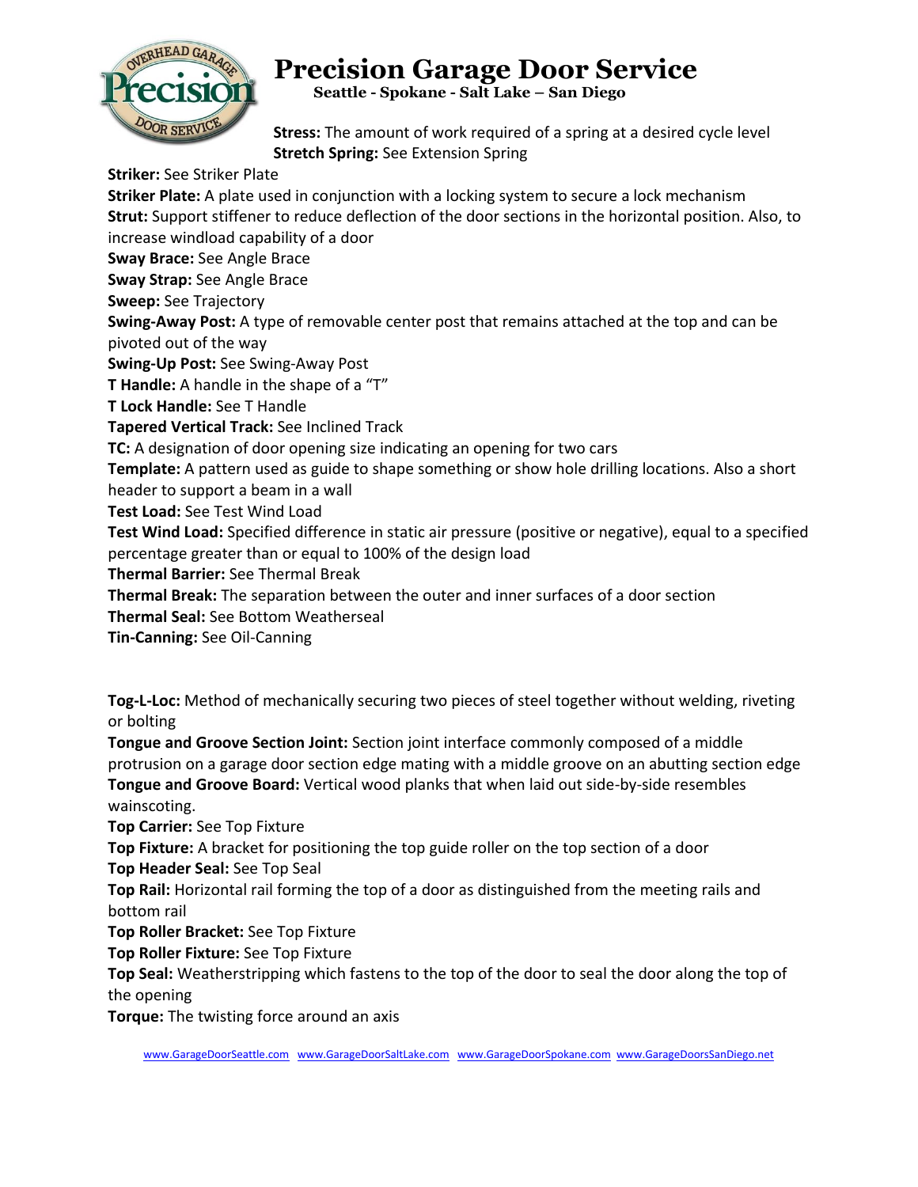**Stress:** The amount of work required of a spring at a desired cycle level
**Stretch Spring:** See Extension Spring
**Striker:** See Striker Plate
**Striker Plate:** A plate used in conjunction with a locking system to secure a lock mechanism
**Strut:** Support stiffener to reduce deflection of the door sections in the horizontal position. Also, to increase windload capability of a door
**Sway Brace:** See Angle Brace
**Sway Strap:** See Angle Brace
**Sweep:** See Trajectory
**Swing-Away Post:** A type of removable center post that remains attached at the top and can be pivoted out of the way
**Swing-Up Post:** See Swing-Away Post
**T Handle:** A handle in the shape of a "T"
**T Lock Handle:** See T Handle
**Tapered Vertical Track:** See Inclined Track
**TC:** A designation of door opening size indicating an opening for two cars
**Template:** A pattern used as guide to shape something or show hole drilling locations. Also a short header to support a beam in a wall
**Test Load:** See Test Wind Load
**Test Wind Load:** Specified difference in static air pressure (positive or negative), equal to a specified percentage greater than or equal to 100% of the design load
**Thermal Barrier:** See Thermal Break
**Thermal Break:** The separation between the outer and inner surfaces of a door section
**Thermal Seal:** See Bottom Weatherseal
**Tin-Canning:** See Oil-Canning

**Tog-L-Loc:** Method of mechanically securing two pieces of steel together without welding, riveting or bolting
**Tongue and Groove Section Joint:** Section joint interface commonly composed of a middle protrusion on a garage door section edge mating with a middle groove on an abutting section edge
**Tongue and Groove Board:** Vertical wood planks that when laid out side-by-side resembles wainscoting.
**Top Carrier:** See Top Fixture
**Top Fixture:** A bracket for positioning the top guide roller on the top section of a door
**Top Header Seal:** See Top Seal
**Top Rail:** Horizontal rail forming the top of a door as distinguished from the meeting rails and bottom rail
**Top Roller Bracket:** See Top Fixture
**Top Roller Fixture:** See Top Fixture
**Top Seal:** Weatherstripping which fastens to the top of the door to seal the door along the top of the opening
**Torque:** The twisting force around an axis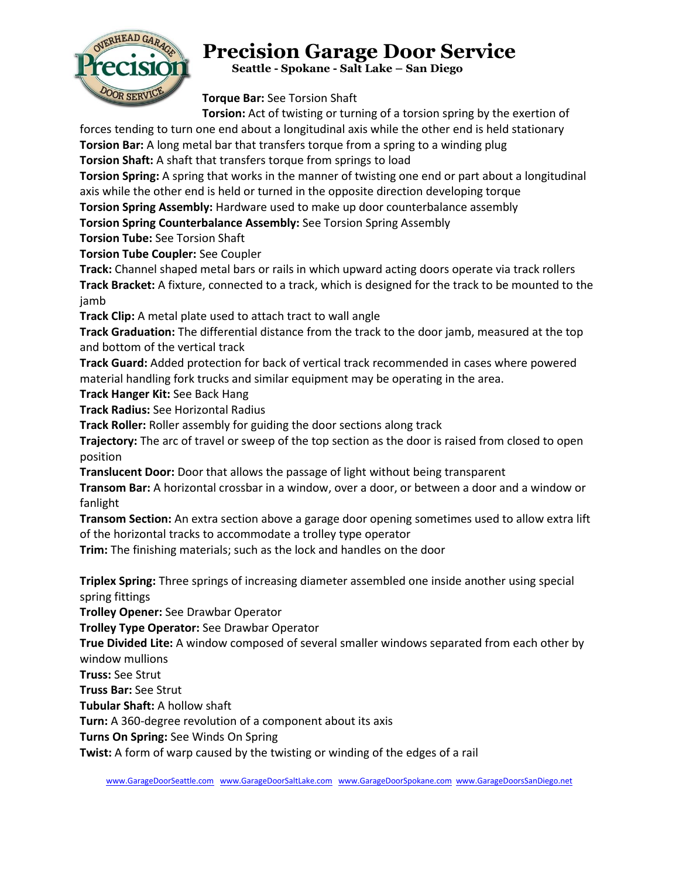**Torque Bar:** See Torsion Shaft

**Torsion:** Act of twisting or turning of a torsion spring by the exertion of forces tending to turn one end about a longitudinal axis while the other end is held stationary

**Torsion Bar:** A long metal bar that transfers torque from a spring to a winding plug

**Torsion Shaft:** A shaft that transfers torque from springs to load

**Torsion Spring:** A spring that works in the manner of twisting one end or part about a longitudinal axis while the other end is held or turned in the opposite direction developing torque

**Torsion Spring Assembly:** Hardware used to make up door counterbalance assembly

**Torsion Spring Counterbalance Assembly:** See Torsion Spring Assembly

**Torsion Tube:** See Torsion Shaft

**Torsion Tube Coupler:** See Coupler

**Track:** Channel shaped metal bars or rails in which upward acting doors operate via track rollers

**Track Bracket:** A fixture, connected to a track, which is designed for the track to be mounted to the jamb

**Track Clip:** A metal plate used to attach tract to wall angle

**Track Graduation:** The differential distance from the track to the door jamb, measured at the top and bottom of the vertical track

**Track Guard:** Added protection for back of vertical track recommended in cases where powered material handling fork trucks and similar equipment may be operating in the area.

**Track Hanger Kit:** See Back Hang

**Track Radius:** See Horizontal Radius

**Track Roller:** Roller assembly for guiding the door sections along track

**Trajectory:** The arc of travel or sweep of the top section as the door is raised from closed to open position

**Translucent Door:** Door that allows the passage of light without being transparent

**Transom Bar:** A horizontal crossbar in a window, over a door, or between a door and a window or fanlight

**Transom Section:** An extra section above a garage door opening sometimes used to allow extra lift of the horizontal tracks to accommodate a trolley type operator

**Trim:** The finishing materials; such as the lock and handles on the door

**Triplex Spring:** Three springs of increasing diameter assembled one inside another using special spring fittings

**Trolley Opener:** See Drawbar Operator

**Trolley Type Operator:** See Drawbar Operator

**True Divided Lite:** A window composed of several smaller windows separated from each other by window mullions

**Truss:** See Strut

**Truss Bar:** See Strut

**Tubular Shaft:** A hollow shaft

**Turn:** A 360-degree revolution of a component about its axis

**Turns On Spring:** See Winds On Spring

**Twist:** A form of warp caused by the twisting or winding of the edges of a rail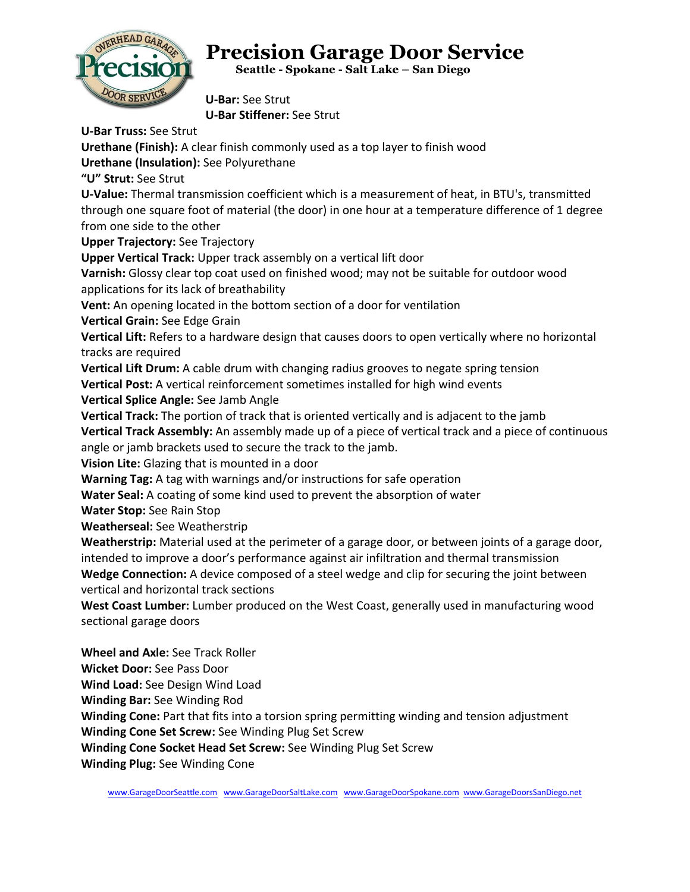**U-Bar:** See Strut
**U-Bar Stiffener:** See Strut
**U-Bar Truss:** See Strut
**Urethane (Finish):** A clear finish commonly used as a top layer to finish wood
**Urethane (Insulation):** See Polyurethane
**"U" Strut:** See Strut
**U-Value:** Thermal transmission coefficient which is a measurement of heat, in BTU's, transmitted through one square foot of material (the door) in one hour at a temperature difference of 1 degree from one side to the other
**Upper Trajectory:** See Trajectory
**Upper Vertical Track:** Upper track assembly on a vertical lift door
**Varnish:** Glossy clear top coat used on finished wood; may not be suitable for outdoor wood applications for its lack of breathability
**Vent:** An opening located in the bottom section of a door for ventilation
**Vertical Grain:** See Edge Grain
**Vertical Lift:** Refers to a hardware design that causes doors to open vertically where no horizontal tracks are required
**Vertical Lift Drum:** A cable drum with changing radius grooves to negate spring tension
**Vertical Post:** A vertical reinforcement sometimes installed for high wind events
**Vertical Splice Angle:** See Jamb Angle
**Vertical Track:** The portion of track that is oriented vertically and is adjacent to the jamb
**Vertical Track Assembly:** An assembly made up of a piece of vertical track and a piece of continuous angle or jamb brackets used to secure the track to the jamb.
**Vision Lite:** Glazing that is mounted in a door
**Warning Tag:** A tag with warnings and/or instructions for safe operation
**Water Seal:** A coating of some kind used to prevent the absorption of water
**Water Stop:** See Rain Stop
**Weatherseal:** See Weatherstrip
**Weatherstrip:** Material used at the perimeter of a garage door, or between joints of a garage door, intended to improve a door's performance against air infiltration and thermal transmission
**Wedge Connection:** A device composed of a steel wedge and clip for securing the joint between vertical and horizontal track sections
**West Coast Lumber:** Lumber produced on the West Coast, generally used in manufacturing wood sectional garage doors

**Wheel and Axle:** See Track Roller
**Wicket Door:** See Pass Door
**Wind Load:** See Design Wind Load
**Winding Bar:** See Winding Rod
**Winding Cone:** Part that fits into a torsion spring permitting winding and tension adjustment
**Winding Cone Set Screw:** See Winding Plug Set Screw
**Winding Cone Socket Head Set Screw:** See Winding Plug Set Screw
**Winding Plug:** See Winding Cone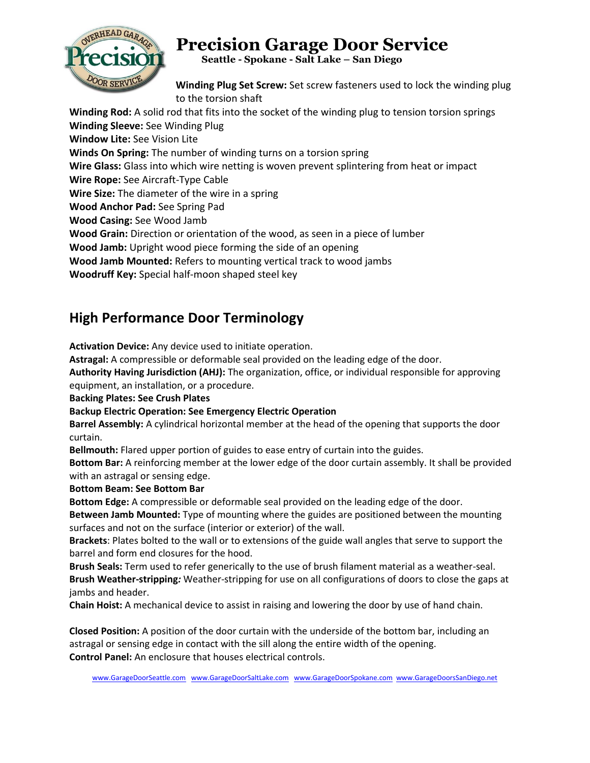**Winding Plug Set Screw:** Set screw fasteners used to lock the winding plug to the torsion shaft
**Winding Rod:** A solid rod that fits into the socket of the winding plug to tension torsion springs
**Winding Sleeve:** See Winding Plug
**Window Lite:** See Vision Lite
**Winds On Spring:** The number of winding turns on a torsion spring
**Wire Glass:** Glass into which wire netting is woven prevent splintering from heat or impact
**Wire Rope:** See Aircraft-Type Cable
**Wire Size:** The diameter of the wire in a spring
**Wood Anchor Pad:** See Spring Pad
**Wood Casing:** See Wood Jamb
**Wood Grain:** Direction or orientation of the wood, as seen in a piece of lumber
**Wood Jamb:** Upright wood piece forming the side of an opening
**Wood Jamb Mounted:** Refers to mounting vertical track to wood jambs
**Woodruff Key:** Special half-moon shaped steel key

## High Performance Door Terminology

**Activation Device:** Any device used to initiate operation.
**Astragal:** A compressible or deformable seal provided on the leading edge of the door.
**Authority Having Jurisdiction (AHJ):** The organization, office, or individual responsible for approving equipment, an installation, or a procedure.
**Backing Plates: See Crush Plates**
**Backup Electric Operation: See Emergency Electric Operation**
**Barrel Assembly:** A cylindrical horizontal member at the head of the opening that supports the door curtain.
**Bellmouth:** Flared upper portion of guides to ease entry of curtain into the guides.
**Bottom Bar:** A reinforcing member at the lower edge of the door curtain assembly. It shall be provided with an astragal or sensing edge.
**Bottom Beam: See Bottom Bar**
**Bottom Edge:** A compressible or deformable seal provided on the leading edge of the door.
**Between Jamb Mounted:** Type of mounting where the guides are positioned between the mounting surfaces and not on the surface (interior or exterior) of the wall.
**Brackets**: Plates bolted to the wall or to extensions of the guide wall angles that serve to support the barrel and form end closures for the hood.
**Brush Seals:** Term used to refer generically to the use of brush filament material as a weather-seal.
**Brush Weather-stripping*:*** Weather-stripping for use on all configurations of doors to close the gaps at jambs and header.
**Chain Hoist:** A mechanical device to assist in raising and lowering the door by use of hand chain.

**Closed Position:** A position of the door curtain with the underside of the bottom bar, including an astragal or sensing edge in contact with the sill along the entire width of the opening.
**Control Panel:** An enclosure that houses electrical controls.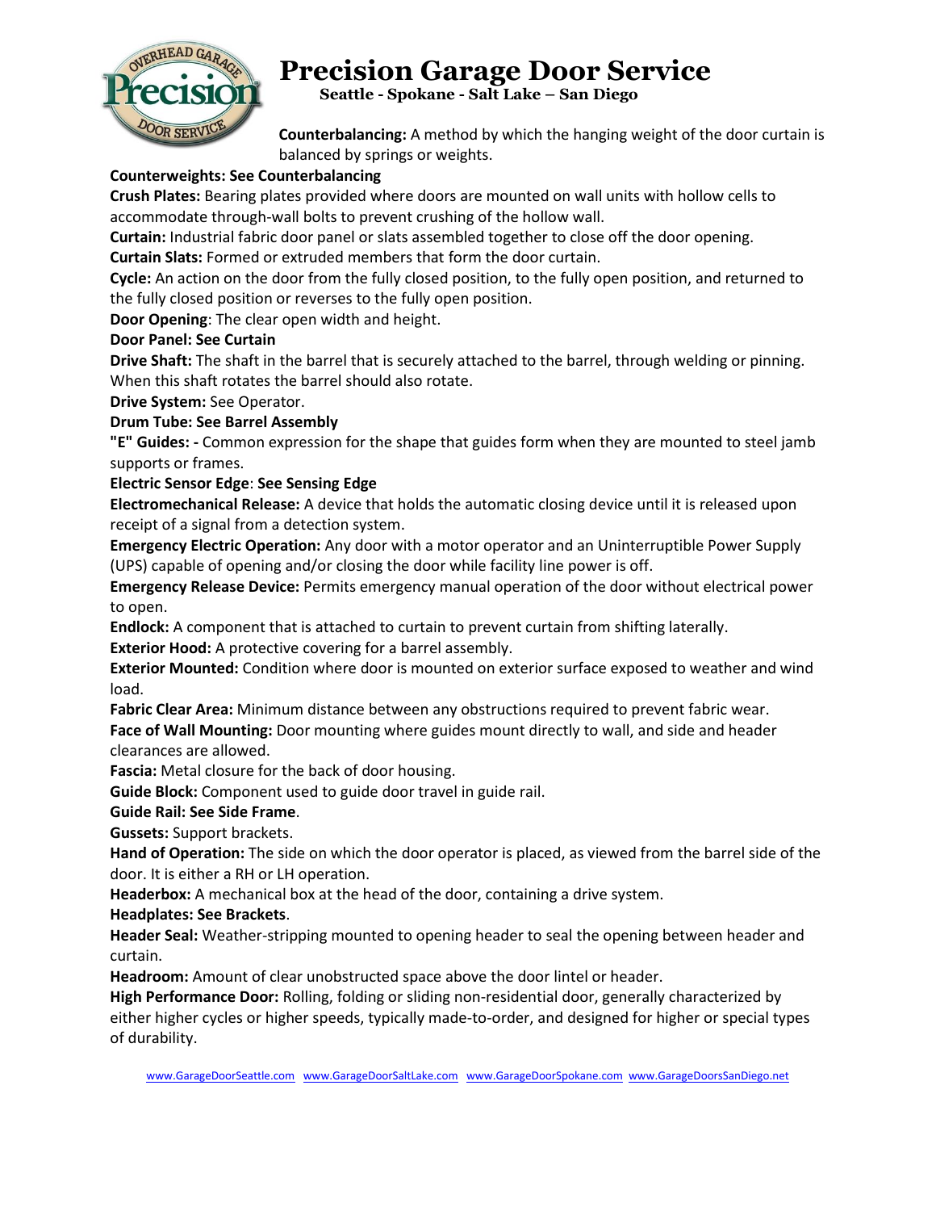**Counterbalancing:** A method by which the hanging weight of the door curtain is balanced by springs or weights.

**Counterweights: See Counterbalancing**

**Crush Plates:** Bearing plates provided where doors are mounted on wall units with hollow cells to accommodate through-wall bolts to prevent crushing of the hollow wall.

**Curtain:** Industrial fabric door panel or slats assembled together to close off the door opening.

**Curtain Slats:** Formed or extruded members that form the door curtain.

**Cycle:** An action on the door from the fully closed position, to the fully open position, and returned to the fully closed position or reverses to the fully open position.

**Door Opening**: The clear open width and height.

**Door Panel: See Curtain**

**Drive Shaft:** The shaft in the barrel that is securely attached to the barrel, through welding or pinning. When this shaft rotates the barrel should also rotate.

**Drive System:** See Operator.

**Drum Tube: See Barrel Assembly**

**"E" Guides: -** Common expression for the shape that guides form when they are mounted to steel jamb supports or frames.

**Electric Sensor Edge**: **See Sensing Edge**

**Electromechanical Release:** A device that holds the automatic closing device until it is released upon receipt of a signal from a detection system.

**Emergency Electric Operation:** Any door with a motor operator and an Uninterruptible Power Supply (UPS) capable of opening and/or closing the door while facility line power is off.

**Emergency Release Device:** Permits emergency manual operation of the door without electrical power to open.

**Endlock:** A component that is attached to curtain to prevent curtain from shifting laterally.

**Exterior Hood:** A protective covering for a barrel assembly.

**Exterior Mounted:** Condition where door is mounted on exterior surface exposed to weather and wind load.

**Fabric Clear Area:** Minimum distance between any obstructions required to prevent fabric wear.

**Face of Wall Mounting:** Door mounting where guides mount directly to wall, and side and header clearances are allowed.

**Fascia:** Metal closure for the back of door housing.

**Guide Block:** Component used to guide door travel in guide rail.

**Guide Rail: See Side Frame**.

**Gussets:** Support brackets.

**Hand of Operation:** The side on which the door operator is placed, as viewed from the barrel side of the door. It is either a RH or LH operation.

**Headerbox:** A mechanical box at the head of the door, containing a drive system.

**Headplates: See Brackets**.

**Header Seal:** Weather-stripping mounted to opening header to seal the opening between header and curtain.

**Headroom:** Amount of clear unobstructed space above the door lintel or header.

**High Performance Door:** Rolling, folding or sliding non-residential door, generally characterized by either higher cycles or higher speeds, typically made-to-order, and designed for higher or special types of durability.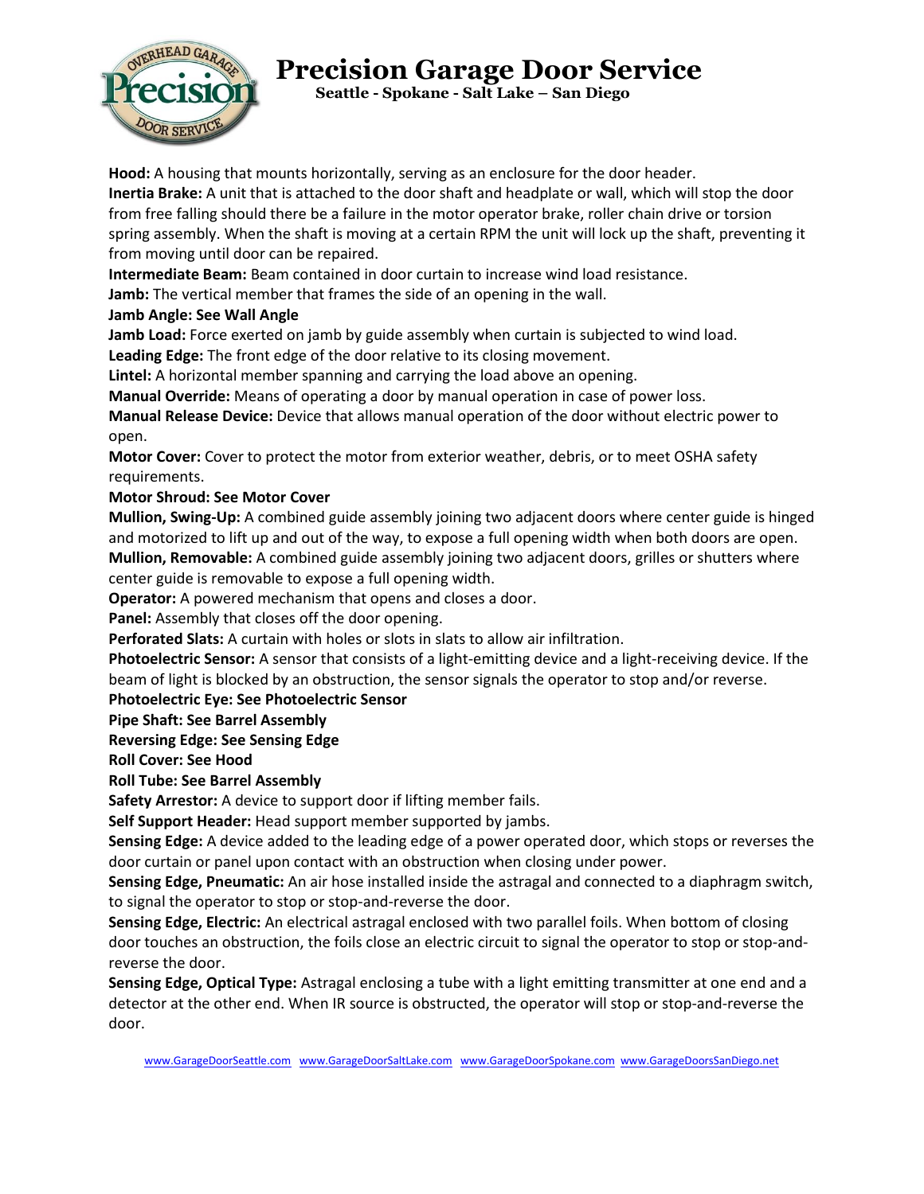**Hood:** A housing that mounts horizontally, serving as an enclosure for the door header.
**Inertia Brake:** A unit that is attached to the door shaft and headplate or wall, which will stop the door from free falling should there be a failure in the motor operator brake, roller chain drive or torsion spring assembly. When the shaft is moving at a certain RPM the unit will lock up the shaft, preventing it from moving until door can be repaired.
**Intermediate Beam:** Beam contained in door curtain to increase wind load resistance.
**Jamb:** The vertical member that frames the side of an opening in the wall.
**Jamb Angle: See Wall Angle**
**Jamb Load:** Force exerted on jamb by guide assembly when curtain is subjected to wind load.
**Leading Edge:** The front edge of the door relative to its closing movement.
**Lintel:** A horizontal member spanning and carrying the load above an opening.
**Manual Override:** Means of operating a door by manual operation in case of power loss.
**Manual Release Device:** Device that allows manual operation of the door without electric power to open.
**Motor Cover:** Cover to protect the motor from exterior weather, debris, or to meet OSHA safety requirements.
**Motor Shroud: See Motor Cover**
**Mullion, Swing-Up:** A combined guide assembly joining two adjacent doors where center guide is hinged and motorized to lift up and out of the way, to expose a full opening width when both doors are open.
**Mullion, Removable:** A combined guide assembly joining two adjacent doors, grilles or shutters where center guide is removable to expose a full opening width.
**Operator:** A powered mechanism that opens and closes a door.
**Panel:** Assembly that closes off the door opening.
**Perforated Slats:** A curtain with holes or slots in slats to allow air infiltration.
**Photoelectric Sensor:** A sensor that consists of a light-emitting device and a light-receiving device. If the beam of light is blocked by an obstruction, the sensor signals the operator to stop and/or reverse.
**Photoelectric Eye: See Photoelectric Sensor**
**Pipe Shaft: See Barrel Assembly**
**Reversing Edge: See Sensing Edge**
**Roll Cover: See Hood**
**Roll Tube: See Barrel Assembly**
**Safety Arrestor:** A device to support door if lifting member fails.
**Self Support Header:** Head support member supported by jambs.
**Sensing Edge:** A device added to the leading edge of a power operated door, which stops or reverses the door curtain or panel upon contact with an obstruction when closing under power.
**Sensing Edge, Pneumatic:** An air hose installed inside the astragal and connected to a diaphragm switch, to signal the operator to stop or stop-and-reverse the door.
**Sensing Edge, Electric:** An electrical astragal enclosed with two parallel foils. When bottom of closing door touches an obstruction, the foils close an electric circuit to signal the operator to stop or stop-and-reverse the door.
**Sensing Edge, Optical Type:** Astragal enclosing a tube with a light emitting transmitter at one end and a detector at the other end. When IR source is obstructed, the operator will stop or stop-and-reverse the door.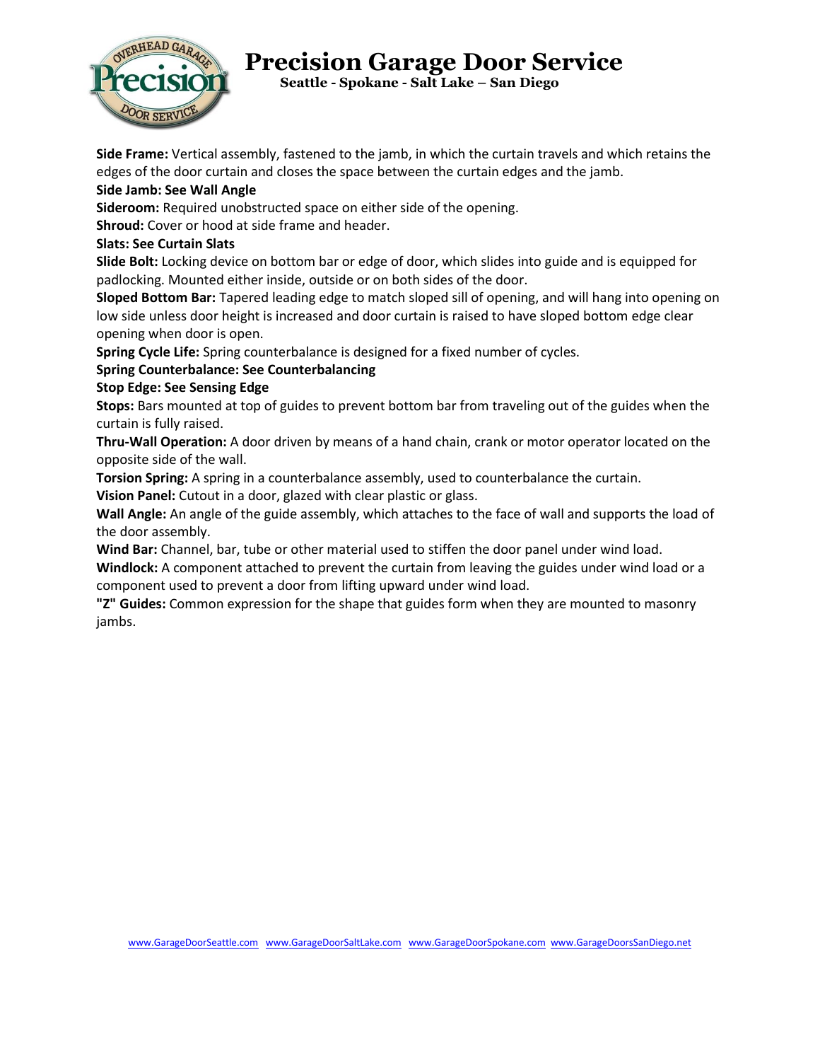**Side Frame:** Vertical assembly, fastened to the jamb, in which the curtain travels and which retains the edges of the door curtain and closes the space between the curtain edges and the jamb.

**Side Jamb: See Wall Angle**

**Sideroom:** Required unobstructed space on either side of the opening.

**Shroud:** Cover or hood at side frame and header.

**Slats: See Curtain Slats**

**Slide Bolt:** Locking device on bottom bar or edge of door, which slides into guide and is equipped for padlocking. Mounted either inside, outside or on both sides of the door.

**Sloped Bottom Bar:** Tapered leading edge to match sloped sill of opening, and will hang into opening on low side unless door height is increased and door curtain is raised to have sloped bottom edge clear opening when door is open.

**Spring Cycle Life:** Spring counterbalance is designed for a fixed number of cycles.

**Spring Counterbalance: See Counterbalancing**

**Stop Edge: See Sensing Edge**

**Stops:** Bars mounted at top of guides to prevent bottom bar from traveling out of the guides when the curtain is fully raised.

**Thru-Wall Operation:** A door driven by means of a hand chain, crank or motor operator located on the opposite side of the wall.

**Torsion Spring:** A spring in a counterbalance assembly, used to counterbalance the curtain.

**Vision Panel:** Cutout in a door, glazed with clear plastic or glass.

**Wall Angle:** An angle of the guide assembly, which attaches to the face of wall and supports the load of the door assembly.

**Wind Bar:** Channel, bar, tube or other material used to stiffen the door panel under wind load.

**Windlock:** A component attached to prevent the curtain from leaving the guides under wind load or a component used to prevent a door from lifting upward under wind load.

**"Z" Guides:** Common expression for the shape that guides form when they are mounted to masonry jambs.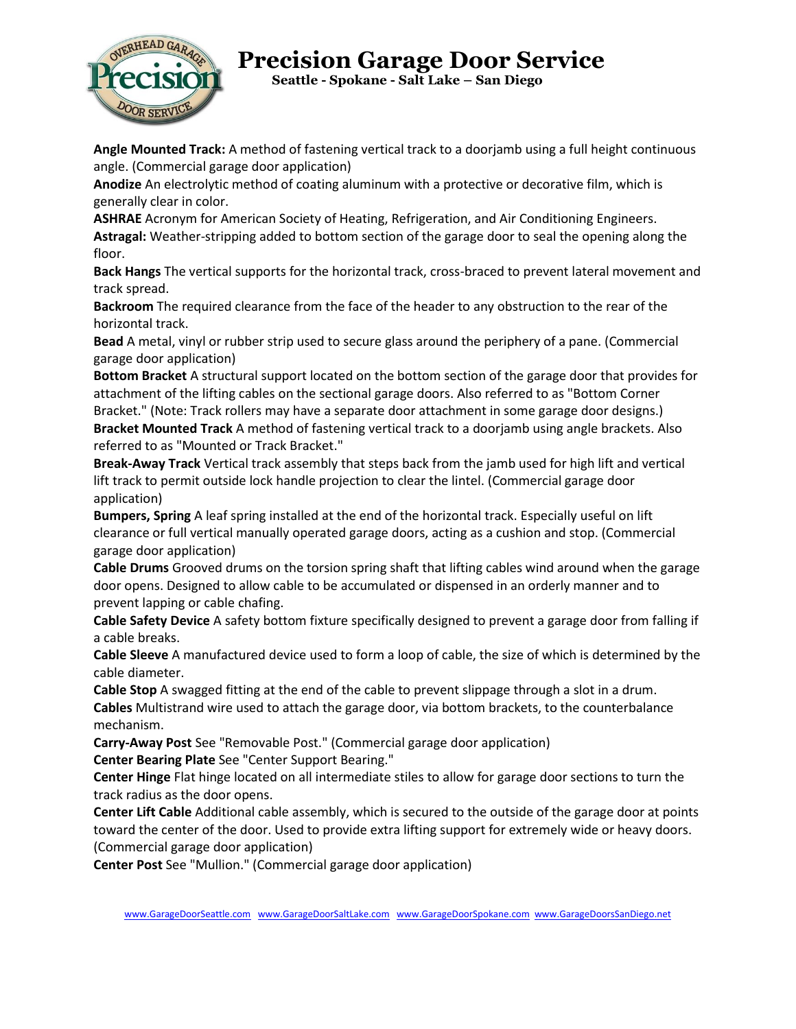**Angle Mounted Track:** A method of fastening vertical track to a doorjamb using a full height continuous angle. (Commercial garage door application)

**Anodize** An electrolytic method of coating aluminum with a protective or decorative film, which is generally clear in color.

**ASHRAE** Acronym for American Society of Heating, Refrigeration, and Air Conditioning Engineers.

**Astragal:** Weather-stripping added to bottom section of the garage door to seal the opening along the floor.

**Back Hangs** The vertical supports for the horizontal track, cross-braced to prevent lateral movement and track spread.

**Backroom** The required clearance from the face of the header to any obstruction to the rear of the horizontal track.

**Bead** A metal, vinyl or rubber strip used to secure glass around the periphery of a pane. (Commercial garage door application)

**Bottom Bracket** A structural support located on the bottom section of the garage door that provides for attachment of the lifting cables on the sectional garage doors. Also referred to as "Bottom Corner Bracket." (Note: Track rollers may have a separate door attachment in some garage door designs.)

**Bracket Mounted Track** A method of fastening vertical track to a doorjamb using angle brackets. Also referred to as "Mounted or Track Bracket."

**Break-Away Track** Vertical track assembly that steps back from the jamb used for high lift and vertical lift track to permit outside lock handle projection to clear the lintel. (Commercial garage door application)

**Bumpers, Spring** A leaf spring installed at the end of the horizontal track. Especially useful on lift clearance or full vertical manually operated garage doors, acting as a cushion and stop. (Commercial garage door application)

**Cable Drums** Grooved drums on the torsion spring shaft that lifting cables wind around when the garage door opens. Designed to allow cable to be accumulated or dispensed in an orderly manner and to prevent lapping or cable chafing.

**Cable Safety Device** A safety bottom fixture specifically designed to prevent a garage door from falling if a cable breaks.

**Cable Sleeve** A manufactured device used to form a loop of cable, the size of which is determined by the cable diameter.

**Cable Stop** A swagged fitting at the end of the cable to prevent slippage through a slot in a drum.

**Cables** Multistrand wire used to attach the garage door, via bottom brackets, to the counterbalance mechanism.

**Carry-Away Post** See "Removable Post." (Commercial garage door application)

**Center Bearing Plate** See "Center Support Bearing."

**Center Hinge** Flat hinge located on all intermediate stiles to allow for garage door sections to turn the track radius as the door opens.

**Center Lift Cable** Additional cable assembly, which is secured to the outside of the garage door at points toward the center of the door. Used to provide extra lifting support for extremely wide or heavy doors. (Commercial garage door application)

**Center Post** See "Mullion." (Commercial garage door application)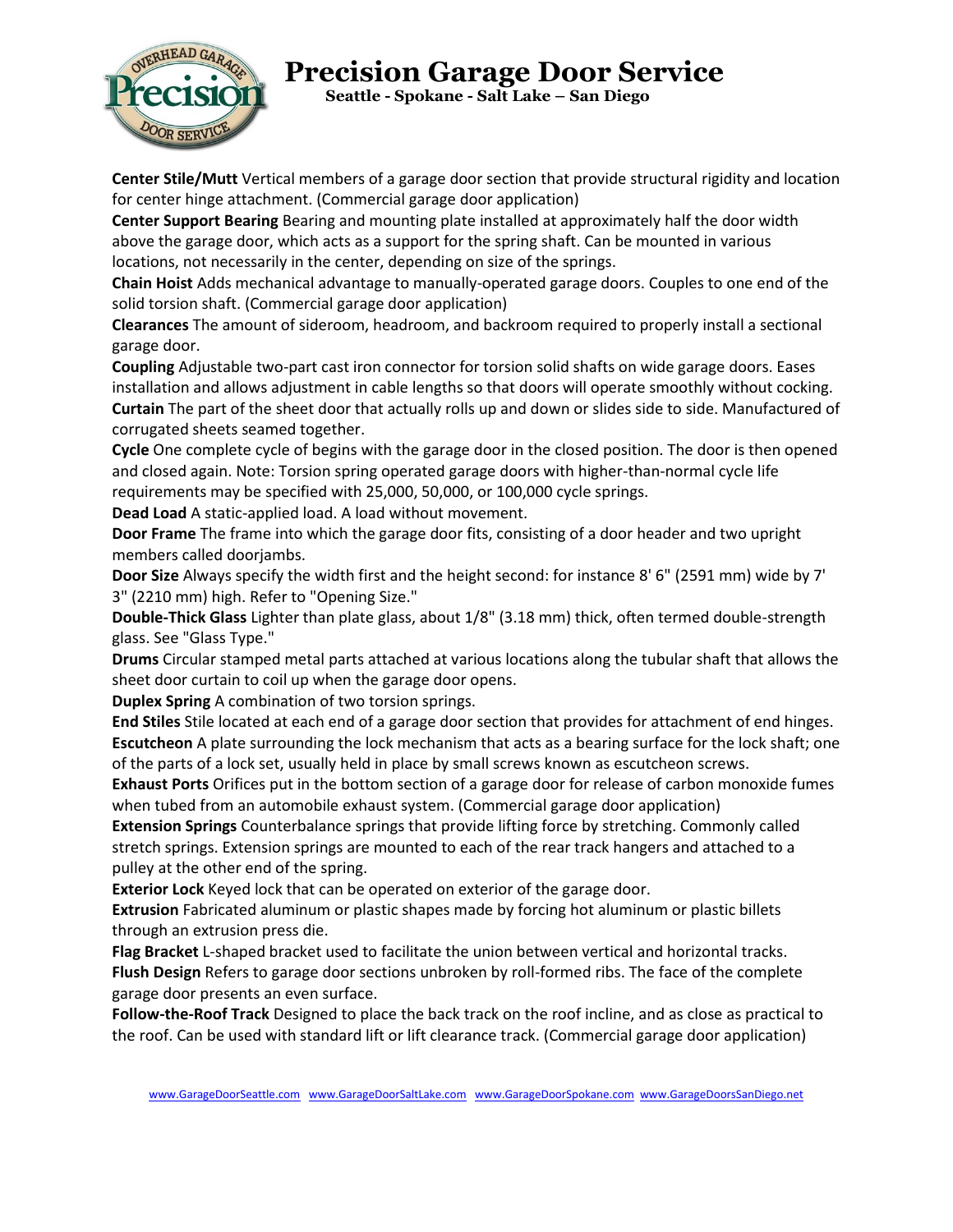**Center Stile/Mutt** Vertical members of a garage door section that provide structural rigidity and location for center hinge attachment. (Commercial garage door application)

**Center Support Bearing** Bearing and mounting plate installed at approximately half the door width above the garage door, which acts as a support for the spring shaft. Can be mounted in various locations, not necessarily in the center, depending on size of the springs.

**Chain Hoist** Adds mechanical advantage to manually-operated garage doors. Couples to one end of the solid torsion shaft. (Commercial garage door application)

**Clearances** The amount of sideroom, headroom, and backroom required to properly install a sectional garage door.

**Coupling** Adjustable two-part cast iron connector for torsion solid shafts on wide garage doors. Eases installation and allows adjustment in cable lengths so that doors will operate smoothly without cocking.

**Curtain** The part of the sheet door that actually rolls up and down or slides side to side. Manufactured of corrugated sheets seamed together.

**Cycle** One complete cycle of begins with the garage door in the closed position. The door is then opened and closed again. Note: Torsion spring operated garage doors with higher-than-normal cycle life requirements may be specified with 25,000, 50,000, or 100,000 cycle springs.

**Dead Load** A static-applied load. A load without movement.

**Door Frame** The frame into which the garage door fits, consisting of a door header and two upright members called doorjambs.

**Door Size** Always specify the width first and the height second: for instance 8' 6" (2591 mm) wide by 7' 3" (2210 mm) high. Refer to "Opening Size."

**Double-Thick Glass** Lighter than plate glass, about 1/8" (3.18 mm) thick, often termed double-strength glass. See "Glass Type."

**Drums** Circular stamped metal parts attached at various locations along the tubular shaft that allows the sheet door curtain to coil up when the garage door opens.

**Duplex Spring** A combination of two torsion springs.

**End Stiles** Stile located at each end of a garage door section that provides for attachment of end hinges.

**Escutcheon** A plate surrounding the lock mechanism that acts as a bearing surface for the lock shaft; one of the parts of a lock set, usually held in place by small screws known as escutcheon screws.

**Exhaust Ports** Orifices put in the bottom section of a garage door for release of carbon monoxide fumes when tubed from an automobile exhaust system. (Commercial garage door application)

**Extension Springs** Counterbalance springs that provide lifting force by stretching. Commonly called stretch springs. Extension springs are mounted to each of the rear track hangers and attached to a pulley at the other end of the spring.

**Exterior Lock** Keyed lock that can be operated on exterior of the garage door.

**Extrusion** Fabricated aluminum or plastic shapes made by forcing hot aluminum or plastic billets through an extrusion press die.

**Flag Bracket** L-shaped bracket used to facilitate the union between vertical and horizontal tracks.

**Flush Design** Refers to garage door sections unbroken by roll-formed ribs. The face of the complete garage door presents an even surface.

**Follow-the-Roof Track** Designed to place the back track on the roof incline, and as close as practical to the roof. Can be used with standard lift or lift clearance track. (Commercial garage door application)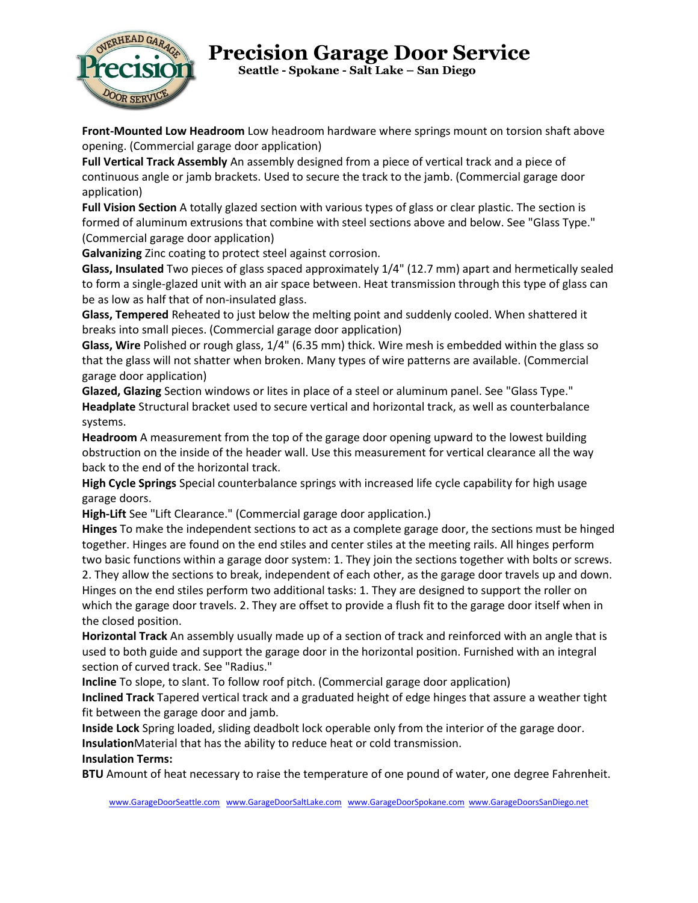**Front-Mounted Low Headroom** Low headroom hardware where springs mount on torsion shaft above opening. (Commercial garage door application)

**Full Vertical Track Assembly** An assembly designed from a piece of vertical track and a piece of continuous angle or jamb brackets. Used to secure the track to the jamb. (Commercial garage door application)

**Full Vision Section** A totally glazed section with various types of glass or clear plastic. The section is formed of aluminum extrusions that combine with steel sections above and below. See "Glass Type." (Commercial garage door application)

**Galvanizing** Zinc coating to protect steel against corrosion.

**Glass, Insulated** Two pieces of glass spaced approximately 1/4" (12.7 mm) apart and hermetically sealed to form a single-glazed unit with an air space between. Heat transmission through this type of glass can be as low as half that of non-insulated glass.

**Glass, Tempered** Reheated to just below the melting point and suddenly cooled. When shattered it breaks into small pieces. (Commercial garage door application)

**Glass, Wire** Polished or rough glass, 1/4" (6.35 mm) thick. Wire mesh is embedded within the glass so that the glass will not shatter when broken. Many types of wire patterns are available. (Commercial garage door application)

**Glazed, Glazing** Section windows or lites in place of a steel or aluminum panel. See "Glass Type."

**Headplate** Structural bracket used to secure vertical and horizontal track, as well as counterbalance systems.

**Headroom** A measurement from the top of the garage door opening upward to the lowest building obstruction on the inside of the header wall. Use this measurement for vertical clearance all the way back to the end of the horizontal track.

**High Cycle Springs** Special counterbalance springs with increased life cycle capability for high usage garage doors.

**High-Lift** See "Lift Clearance." (Commercial garage door application.)

**Hinges** To make the independent sections to act as a complete garage door, the sections must be hinged together. Hinges are found on the end stiles and center stiles at the meeting rails. All hinges perform two basic functions within a garage door system: 1. They join the sections together with bolts or screws. 2. They allow the sections to break, independent of each other, as the garage door travels up and down. Hinges on the end stiles perform two additional tasks: 1. They are designed to support the roller on which the garage door travels. 2. They are offset to provide a flush fit to the garage door itself when in the closed position.

**Horizontal Track** An assembly usually made up of a section of track and reinforced with an angle that is used to both guide and support the garage door in the horizontal position. Furnished with an integral section of curved track. See "Radius."

**Incline** To slope, to slant. To follow roof pitch. (Commercial garage door application)

**Inclined Track** Tapered vertical track and a graduated height of edge hinges that assure a weather tight fit between the garage door and jamb.

**Inside Lock** Spring loaded, sliding deadbolt lock operable only from the interior of the garage door.

**Insulation**Material that has the ability to reduce heat or cold transmission.

**Insulation Terms:**

**BTU** Amount of heat necessary to raise the temperature of one pound of water, one degree Fahrenheit.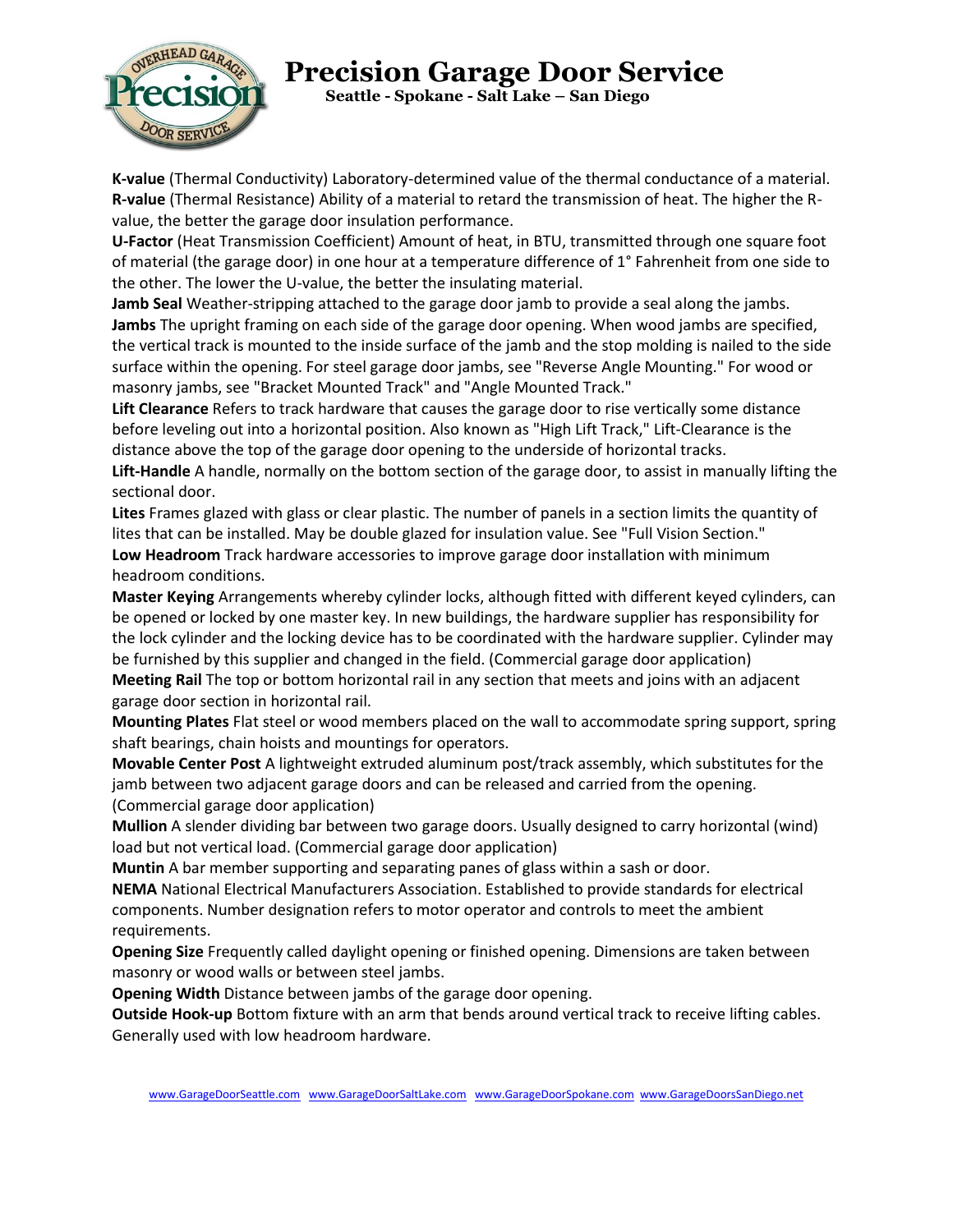**K-value** (Thermal Conductivity) Laboratory-determined value of the thermal conductance of a material.
**R-value** (Thermal Resistance) Ability of a material to retard the transmission of heat. The higher the R-value, the better the garage door insulation performance.
**U-Factor** (Heat Transmission Coefficient) Amount of heat, in BTU, transmitted through one square foot of material (the garage door) in one hour at a temperature difference of 1° Fahrenheit from one side to the other. The lower the U-value, the better the insulating material.
**Jamb Seal** Weather-stripping attached to the garage door jamb to provide a seal along the jambs.
**Jambs** The upright framing on each side of the garage door opening. When wood jambs are specified, the vertical track is mounted to the inside surface of the jamb and the stop molding is nailed to the side surface within the opening. For steel garage door jambs, see "Reverse Angle Mounting." For wood or masonry jambs, see "Bracket Mounted Track" and "Angle Mounted Track."
**Lift Clearance** Refers to track hardware that causes the garage door to rise vertically some distance before leveling out into a horizontal position. Also known as "High Lift Track," Lift-Clearance is the distance above the top of the garage door opening to the underside of horizontal tracks.
**Lift-Handle** A handle, normally on the bottom section of the garage door, to assist in manually lifting the sectional door.
**Lites** Frames glazed with glass or clear plastic. The number of panels in a section limits the quantity of lites that can be installed. May be double glazed for insulation value. See "Full Vision Section."
**Low Headroom** Track hardware accessories to improve garage door installation with minimum headroom conditions.
**Master Keying** Arrangements whereby cylinder locks, although fitted with different keyed cylinders, can be opened or locked by one master key. In new buildings, the hardware supplier has responsibility for the lock cylinder and the locking device has to be coordinated with the hardware supplier. Cylinder may be furnished by this supplier and changed in the field. (Commercial garage door application)
**Meeting Rail** The top or bottom horizontal rail in any section that meets and joins with an adjacent garage door section in horizontal rail.
**Mounting Plates** Flat steel or wood members placed on the wall to accommodate spring support, spring shaft bearings, chain hoists and mountings for operators.
**Movable Center Post** A lightweight extruded aluminum post/track assembly, which substitutes for the jamb between two adjacent garage doors and can be released and carried from the opening. (Commercial garage door application)
**Mullion** A slender dividing bar between two garage doors. Usually designed to carry horizontal (wind) load but not vertical load. (Commercial garage door application)
**Muntin** A bar member supporting and separating panes of glass within a sash or door.
**NEMA** National Electrical Manufacturers Association. Established to provide standards for electrical components. Number designation refers to motor operator and controls to meet the ambient requirements.
**Opening Size** Frequently called daylight opening or finished opening. Dimensions are taken between masonry or wood walls or between steel jambs.
**Opening Width** Distance between jambs of the garage door opening.
**Outside Hook-up** Bottom fixture with an arm that bends around vertical track to receive lifting cables. Generally used with low headroom hardware.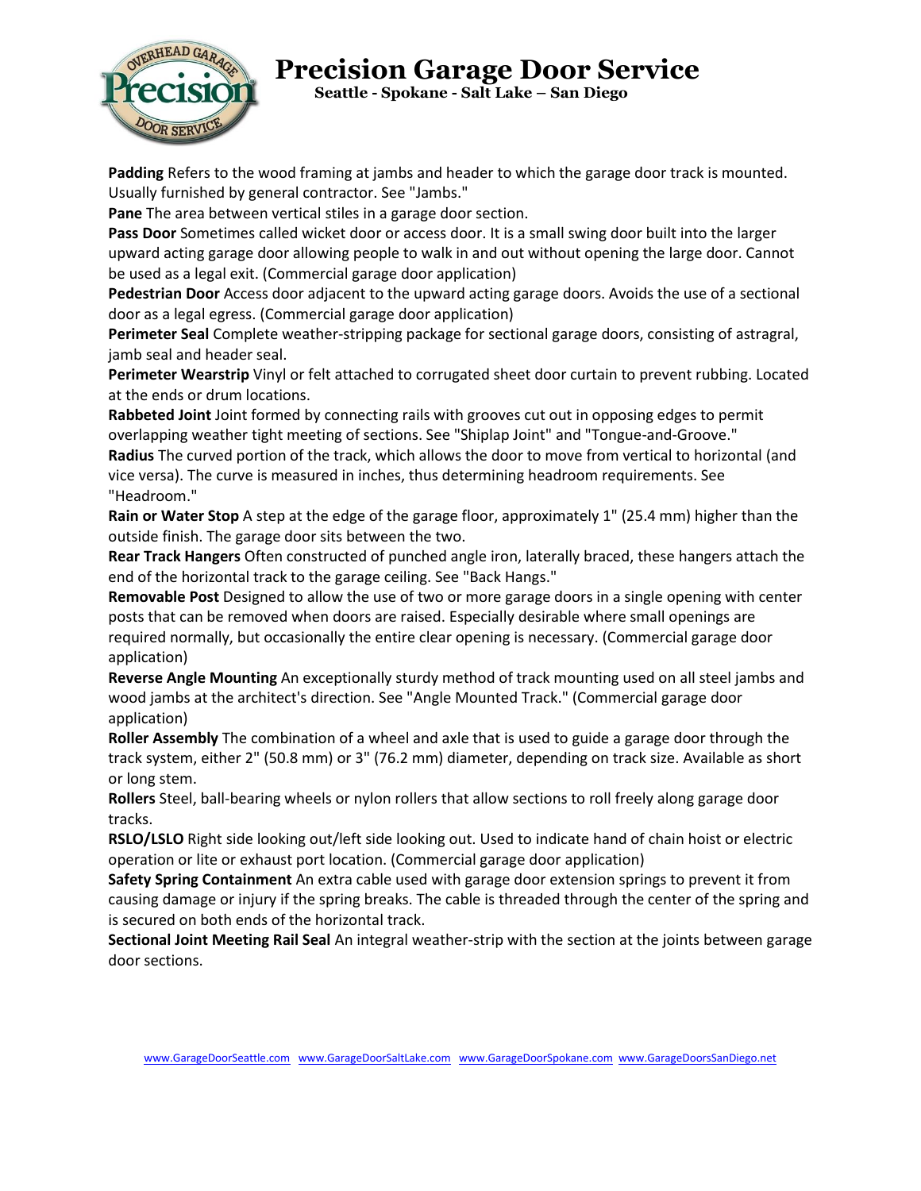Padding Refers to the wood framing at jambs and header to which the garage door track is mounted. Usually furnished by general contractor. See "Jambs."

**Pane** The area between vertical stiles in a garage door section.

**Pass Door** Sometimes called wicket door or access door. It is a small swing door built into the larger upward acting garage door allowing people to walk in and out without opening the large door. Cannot be used as a legal exit. (Commercial garage door application)

**Pedestrian Door** Access door adjacent to the upward acting garage doors. Avoids the use of a sectional door as a legal egress. (Commercial garage door application)

**Perimeter Seal** Complete weather-stripping package for sectional garage doors, consisting of astragral, jamb seal and header seal.

**Perimeter Wearstrip** Vinyl or felt attached to corrugated sheet door curtain to prevent rubbing. Located at the ends or drum locations.

**Rabbeted Joint** Joint formed by connecting rails with grooves cut out in opposing edges to permit overlapping weather tight meeting of sections. See "Shiplap Joint" and "Tongue-and-Groove."

**Radius** The curved portion of the track, which allows the door to move from vertical to horizontal (and vice versa). The curve is measured in inches, thus determining headroom requirements. See "Headroom."

**Rain or Water Stop** A step at the edge of the garage floor, approximately 1" (25.4 mm) higher than the outside finish. The garage door sits between the two.

**Rear Track Hangers** Often constructed of punched angle iron, laterally braced, these hangers attach the end of the horizontal track to the garage ceiling. See "Back Hangs."

**Removable Post** Designed to allow the use of two or more garage doors in a single opening with center posts that can be removed when doors are raised. Especially desirable where small openings are required normally, but occasionally the entire clear opening is necessary. (Commercial garage door application)

**Reverse Angle Mounting** An exceptionally sturdy method of track mounting used on all steel jambs and wood jambs at the architect's direction. See "Angle Mounted Track." (Commercial garage door application)

**Roller Assembly** The combination of a wheel and axle that is used to guide a garage door through the track system, either 2" (50.8 mm) or 3" (76.2 mm) diameter, depending on track size. Available as short or long stem.

**Rollers** Steel, ball-bearing wheels or nylon rollers that allow sections to roll freely along garage door tracks.

**RSLO/LSLO** Right side looking out/left side looking out. Used to indicate hand of chain hoist or electric operation or lite or exhaust port location. (Commercial garage door application)

**Safety Spring Containment** An extra cable used with garage door extension springs to prevent it from causing damage or injury if the spring breaks. The cable is threaded through the center of the spring and is secured on both ends of the horizontal track.

**Sectional Joint Meeting Rail Seal** An integral weather-strip with the section at the joints between garage door sections.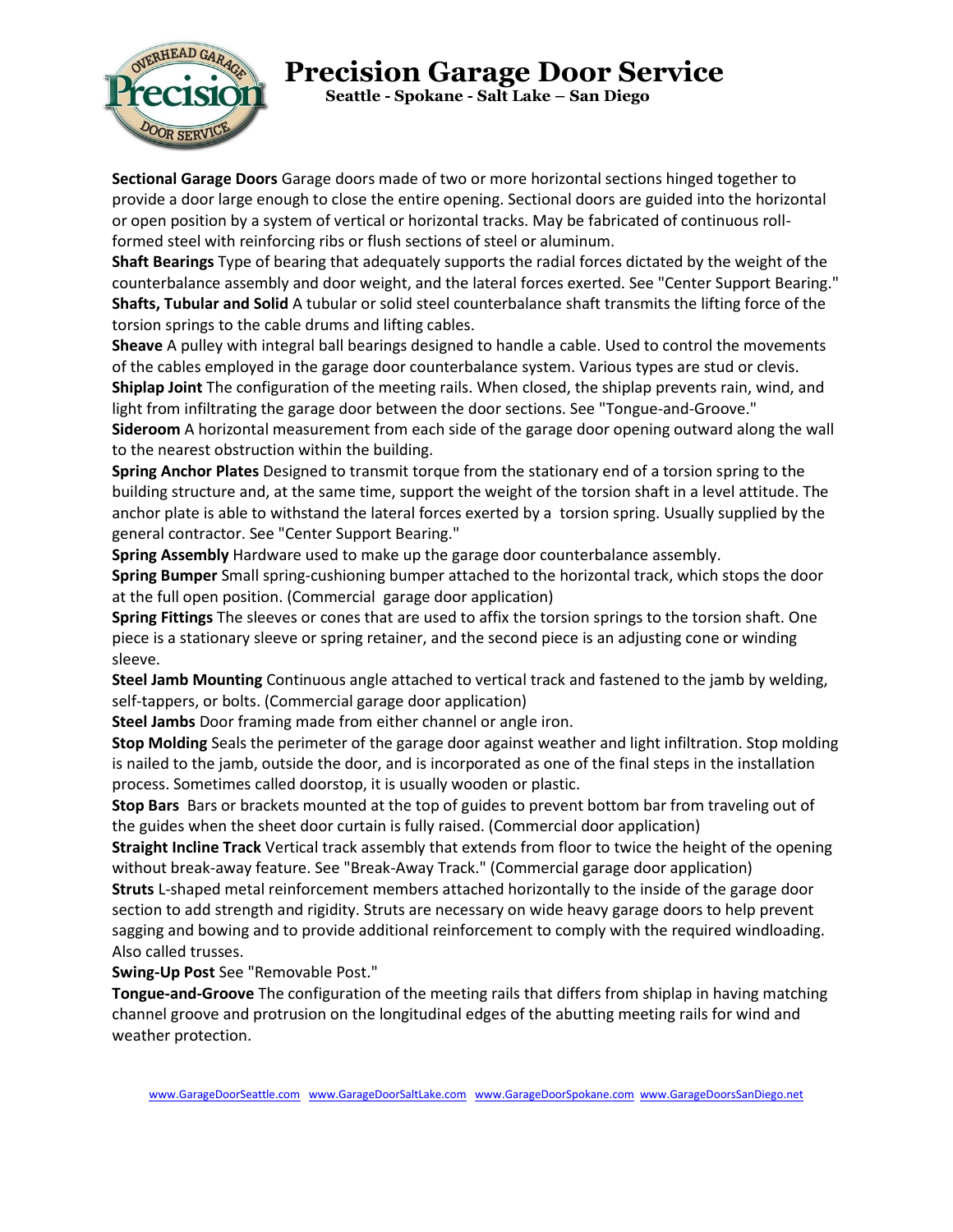**Sectional Garage Doors** Garage doors made of two or more horizontal sections hinged together to provide a door large enough to close the entire opening. Sectional doors are guided into the horizontal or open position by a system of vertical or horizontal tracks. May be fabricated of continuous roll-formed steel with reinforcing ribs or flush sections of steel or aluminum.

**Shaft Bearings** Type of bearing that adequately supports the radial forces dictated by the weight of the counterbalance assembly and door weight, and the lateral forces exerted. See "Center Support Bearing."

**Shafts, Tubular and Solid** A tubular or solid steel counterbalance shaft transmits the lifting force of the torsion springs to the cable drums and lifting cables.

**Sheave** A pulley with integral ball bearings designed to handle a cable. Used to control the movements of the cables employed in the garage door counterbalance system. Various types are stud or clevis.

**Shiplap Joint** The configuration of the meeting rails. When closed, the shiplap prevents rain, wind, and light from infiltrating the garage door between the door sections. See "Tongue-and-Groove."

**Sideroom** A horizontal measurement from each side of the garage door opening outward along the wall to the nearest obstruction within the building.

**Spring Anchor Plates** Designed to transmit torque from the stationary end of a torsion spring to the building structure and, at the same time, support the weight of the torsion shaft in a level attitude. The anchor plate is able to withstand the lateral forces exerted by a torsion spring. Usually supplied by the general contractor. See "Center Support Bearing."

**Spring Assembly** Hardware used to make up the garage door counterbalance assembly.

**Spring Bumper** Small spring-cushioning bumper attached to the horizontal track, which stops the door at the full open position. (Commercial garage door application)

**Spring Fittings** The sleeves or cones that are used to affix the torsion springs to the torsion shaft. One piece is a stationary sleeve or spring retainer, and the second piece is an adjusting cone or winding sleeve.

**Steel Jamb Mounting** Continuous angle attached to vertical track and fastened to the jamb by welding, self-tappers, or bolts. (Commercial garage door application)

**Steel Jambs** Door framing made from either channel or angle iron.

**Stop Molding** Seals the perimeter of the garage door against weather and light infiltration. Stop molding is nailed to the jamb, outside the door, and is incorporated as one of the final steps in the installation process. Sometimes called doorstop, it is usually wooden or plastic.

**Stop Bars** Bars or brackets mounted at the top of guides to prevent bottom bar from traveling out of the guides when the sheet door curtain is fully raised. (Commercial door application)

**Straight Incline Track** Vertical track assembly that extends from floor to twice the height of the opening without break-away feature. See "Break-Away Track." (Commercial garage door application)

**Struts** L-shaped metal reinforcement members attached horizontally to the inside of the garage door section to add strength and rigidity. Struts are necessary on wide heavy garage doors to help prevent sagging and bowing and to provide additional reinforcement to comply with the required windloading. Also called trusses.

**Swing-Up Post** See "Removable Post."

**Tongue-and-Groove** The configuration of the meeting rails that differs from shiplap in having matching channel groove and protrusion on the longitudinal edges of the abutting meeting rails for wind and weather protection.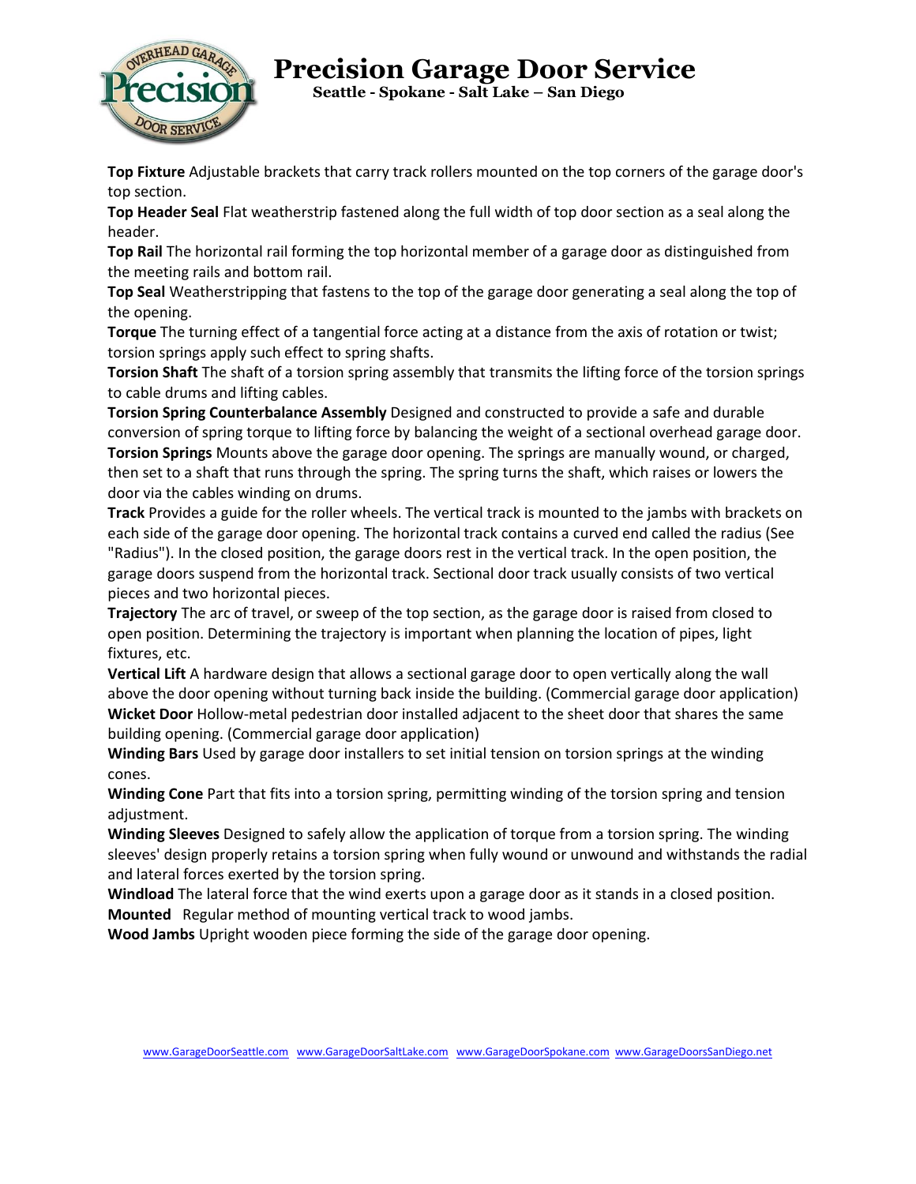**Top Fixture** Adjustable brackets that carry track rollers mounted on the top corners of the garage door's top section.

**Top Header Seal** Flat weatherstrip fastened along the full width of top door section as a seal along the header.

**Top Rail** The horizontal rail forming the top horizontal member of a garage door as distinguished from the meeting rails and bottom rail.

**Top Seal** Weatherstripping that fastens to the top of the garage door generating a seal along the top of the opening.

**Torque** The turning effect of a tangential force acting at a distance from the axis of rotation or twist; torsion springs apply such effect to spring shafts.

**Torsion Shaft** The shaft of a torsion spring assembly that transmits the lifting force of the torsion springs to cable drums and lifting cables.

**Torsion Spring Counterbalance Assembly** Designed and constructed to provide a safe and durable conversion of spring torque to lifting force by balancing the weight of a sectional overhead garage door.

**Torsion Springs** Mounts above the garage door opening. The springs are manually wound, or charged, then set to a shaft that runs through the spring. The spring turns the shaft, which raises or lowers the door via the cables winding on drums.

**Track** Provides a guide for the roller wheels. The vertical track is mounted to the jambs with brackets on each side of the garage door opening. The horizontal track contains a curved end called the radius (See "Radius"). In the closed position, the garage doors rest in the vertical track. In the open position, the garage doors suspend from the horizontal track. Sectional door track usually consists of two vertical pieces and two horizontal pieces.

**Trajectory** The arc of travel, or sweep of the top section, as the garage door is raised from closed to open position. Determining the trajectory is important when planning the location of pipes, light fixtures, etc.

**Vertical Lift** A hardware design that allows a sectional garage door to open vertically along the wall above the door opening without turning back inside the building. (Commercial garage door application)

**Wicket Door** Hollow-metal pedestrian door installed adjacent to the sheet door that shares the same building opening. (Commercial garage door application)

**Winding Bars** Used by garage door installers to set initial tension on torsion springs at the winding cones.

**Winding Cone** Part that fits into a torsion spring, permitting winding of the torsion spring and tension adjustment.

**Winding Sleeves** Designed to safely allow the application of torque from a torsion spring. The winding sleeves' design properly retains a torsion spring when fully wound or unwound and withstands the radial and lateral forces exerted by the torsion spring.

**Windload** The lateral force that the wind exerts upon a garage door as it stands in a closed position.

**Mounted** Regular method of mounting vertical track to wood jambs.

**Wood Jambs** Upright wooden piece forming the side of the garage door opening.